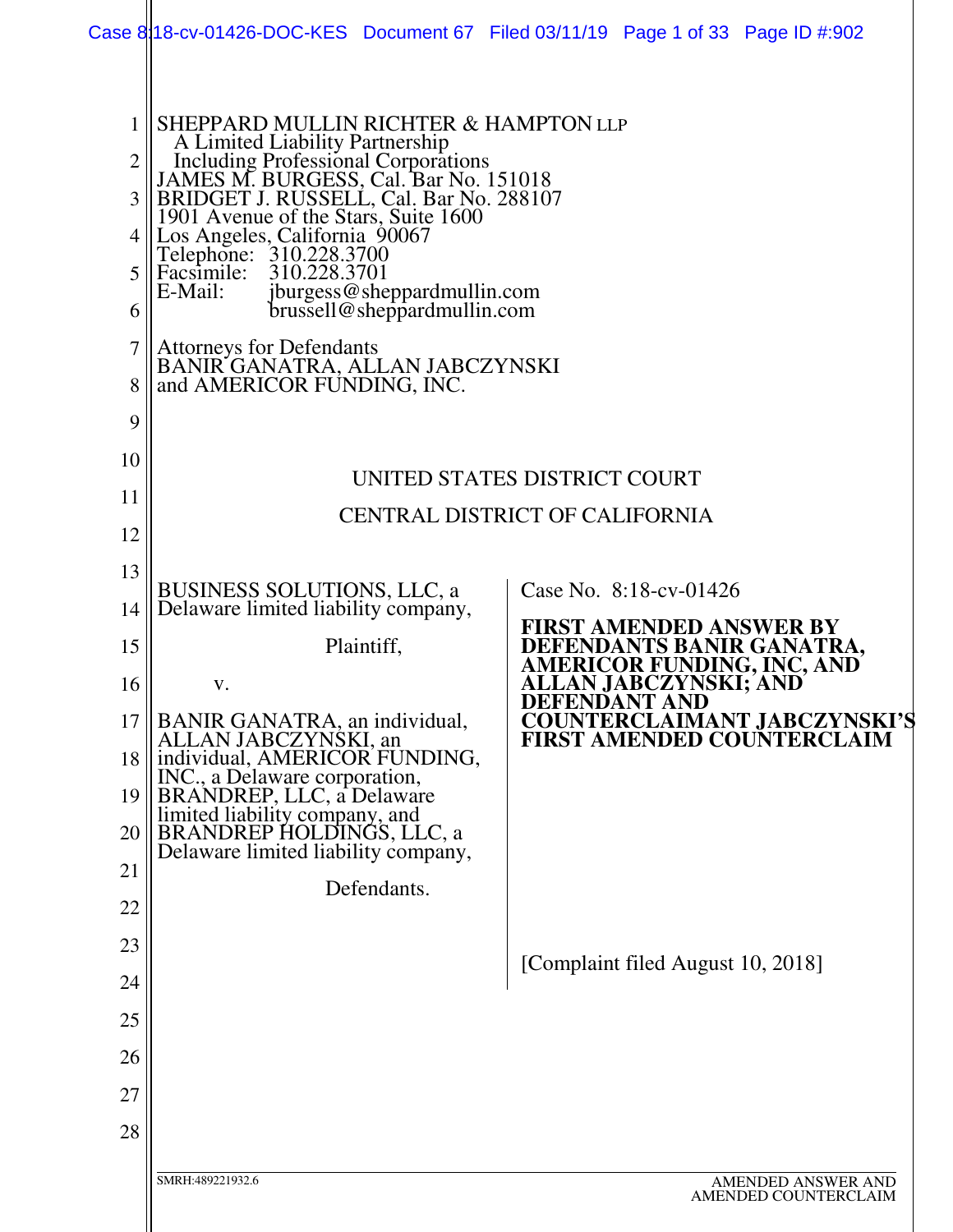SHEPPARD MULLIN RICHTER & HAMPTON LLP
A Limited Liability Partnership
Including Professional Corporations
JAMES M. BURGESS, Cal. Bar No. 151018
BRIDGET J. RUSSELL, Cal. Bar No. 288107
1901 Avenue of the Stars, Suite 1600
Los Angeles, California 90067
Telephone: 310.228.3700
Facsimile: 310.228.3701
E-Mail: jburgess@sheppardmullin.com
brussell@sheppardmullin.com

Attorneys for Defendants
BANIR GANATRA, ALLAN JABCZYNSKI
and AMERICOR FUNDING, INC.

UNITED STATES DISTRICT COURT

CENTRAL DISTRICT OF CALIFORNIA

BUSINESS SOLUTIONS, LLC, a Delaware limited liability company,

Plaintiff,

v.

BANIR GANATRA, an individual, ALLAN JABCZYNSKI, an individual, AMERICOR FUNDING, INC., a Delaware corporation, BRANDREP, LLC, a Delaware limited liability company, and BRANDREP HOLDINGS, LLC, a Delaware limited liability company,

Defendants.

Case No. 8:18-cv-01426

**FIRST AMENDED ANSWER BY DEFENDANTS BANIR GANATRA, AMERICOR FUNDING, INC, AND ALLAN JABCZYNSKI; AND DEFENDANT AND COUNTERCLAIMANT JABCZYNSKI'S FIRST AMENDED COUNTERCLAIM**

[Complaint filed August 10, 2018]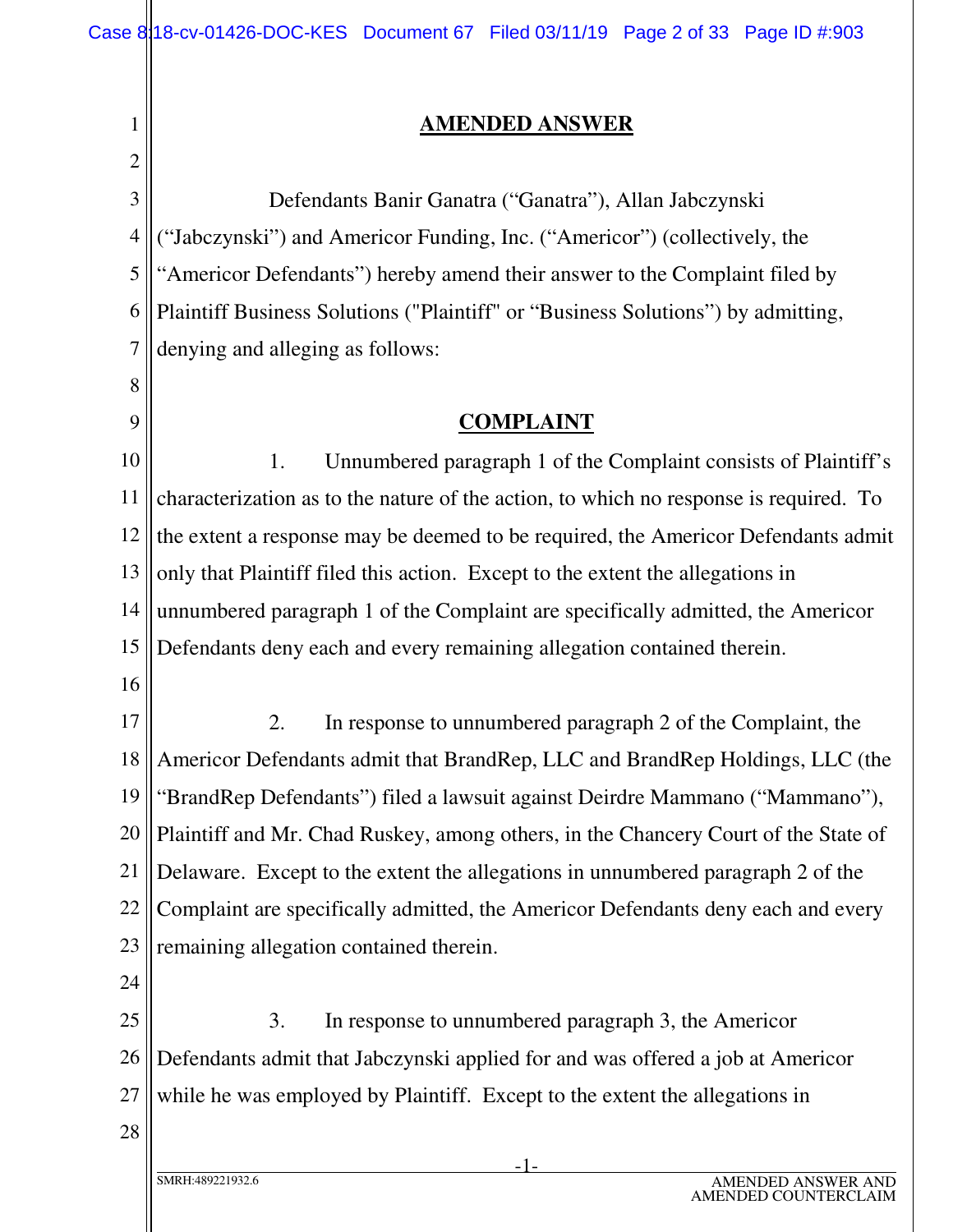## AMENDED ANSWER

Defendants Banir Ganatra ("Ganatra"), Allan Jabczynski ("Jabczynski") and Americor Funding, Inc. ("Americor") (collectively, the "Americor Defendants") hereby amend their answer to the Complaint filed by Plaintiff Business Solutions ("Plaintiff" or "Business Solutions") by admitting, denying and alleging as follows:

## COMPLAINT

1. Unnumbered paragraph 1 of the Complaint consists of Plaintiff's characterization as to the nature of the action, to which no response is required. To the extent a response may be deemed to be required, the Americor Defendants admit only that Plaintiff filed this action. Except to the extent the allegations in unnumbered paragraph 1 of the Complaint are specifically admitted, the Americor Defendants deny each and every remaining allegation contained therein.

2. In response to unnumbered paragraph 2 of the Complaint, the Americor Defendants admit that BrandRep, LLC and BrandRep Holdings, LLC (the "BrandRep Defendants") filed a lawsuit against Deirdre Mammano ("Mammano"), Plaintiff and Mr. Chad Ruskey, among others, in the Chancery Court of the State of Delaware. Except to the extent the allegations in unnumbered paragraph 2 of the Complaint are specifically admitted, the Americor Defendants deny each and every remaining allegation contained therein.

3. In response to unnumbered paragraph 3, the Americor Defendants admit that Jabczynski applied for and was offered a job at Americor while he was employed by Plaintiff. Except to the extent the allegations in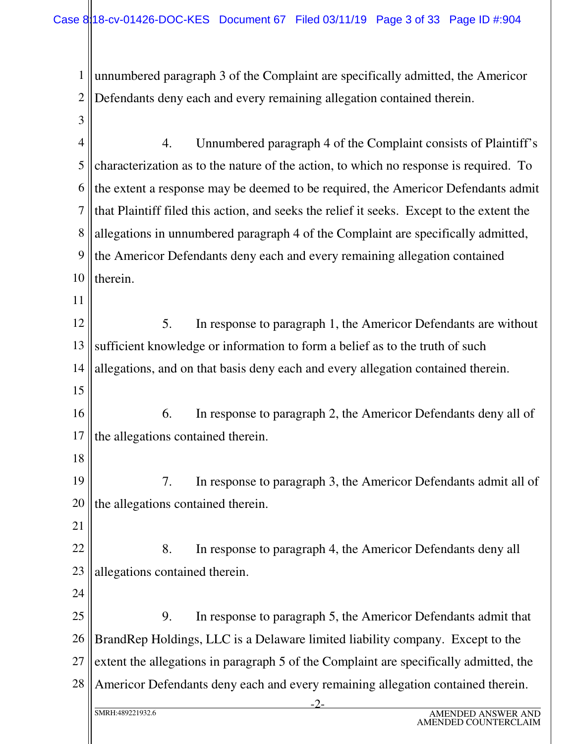unnumbered paragraph 3 of the Complaint are specifically admitted, the Americor Defendants deny each and every remaining allegation contained therein.

4. Unnumbered paragraph 4 of the Complaint consists of Plaintiff's characterization as to the nature of the action, to which no response is required. To the extent a response may be deemed to be required, the Americor Defendants admit that Plaintiff filed this action, and seeks the relief it seeks. Except to the extent the allegations in unnumbered paragraph 4 of the Complaint are specifically admitted, the Americor Defendants deny each and every remaining allegation contained therein.

5. In response to paragraph 1, the Americor Defendants are without sufficient knowledge or information to form a belief as to the truth of such allegations, and on that basis deny each and every allegation contained therein.

6. In response to paragraph 2, the Americor Defendants deny all of the allegations contained therein.

7. In response to paragraph 3, the Americor Defendants admit all of the allegations contained therein.

8. In response to paragraph 4, the Americor Defendants deny all allegations contained therein.

9. In response to paragraph 5, the Americor Defendants admit that BrandRep Holdings, LLC is a Delaware limited liability company. Except to the extent the allegations in paragraph 5 of the Complaint are specifically admitted, the Americor Defendants deny each and every remaining allegation contained therein.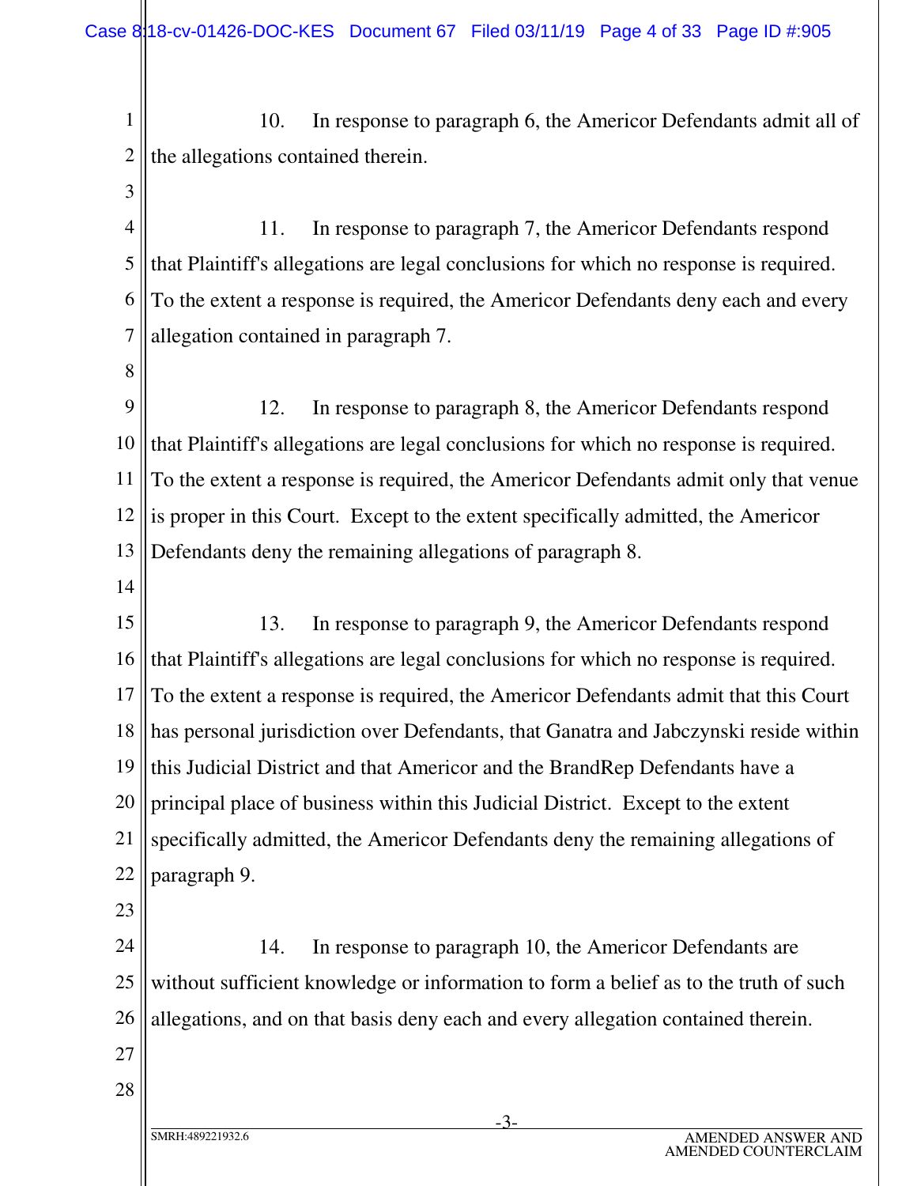10. In response to paragraph 6, the Americor Defendants admit all of the allegations contained therein.

11. In response to paragraph 7, the Americor Defendants respond that Plaintiff's allegations are legal conclusions for which no response is required. To the extent a response is required, the Americor Defendants deny each and every allegation contained in paragraph 7.

12. In response to paragraph 8, the Americor Defendants respond that Plaintiff's allegations are legal conclusions for which no response is required. To the extent a response is required, the Americor Defendants admit only that venue is proper in this Court. Except to the extent specifically admitted, the Americor Defendants deny the remaining allegations of paragraph 8.

13. In response to paragraph 9, the Americor Defendants respond that Plaintiff's allegations are legal conclusions for which no response is required. To the extent a response is required, the Americor Defendants admit that this Court has personal jurisdiction over Defendants, that Ganatra and Jabczynski reside within this Judicial District and that Americor and the BrandRep Defendants have a principal place of business within this Judicial District. Except to the extent specifically admitted, the Americor Defendants deny the remaining allegations of paragraph 9.

14. In response to paragraph 10, the Americor Defendants are without sufficient knowledge or information to form a belief as to the truth of such allegations, and on that basis deny each and every allegation contained therein.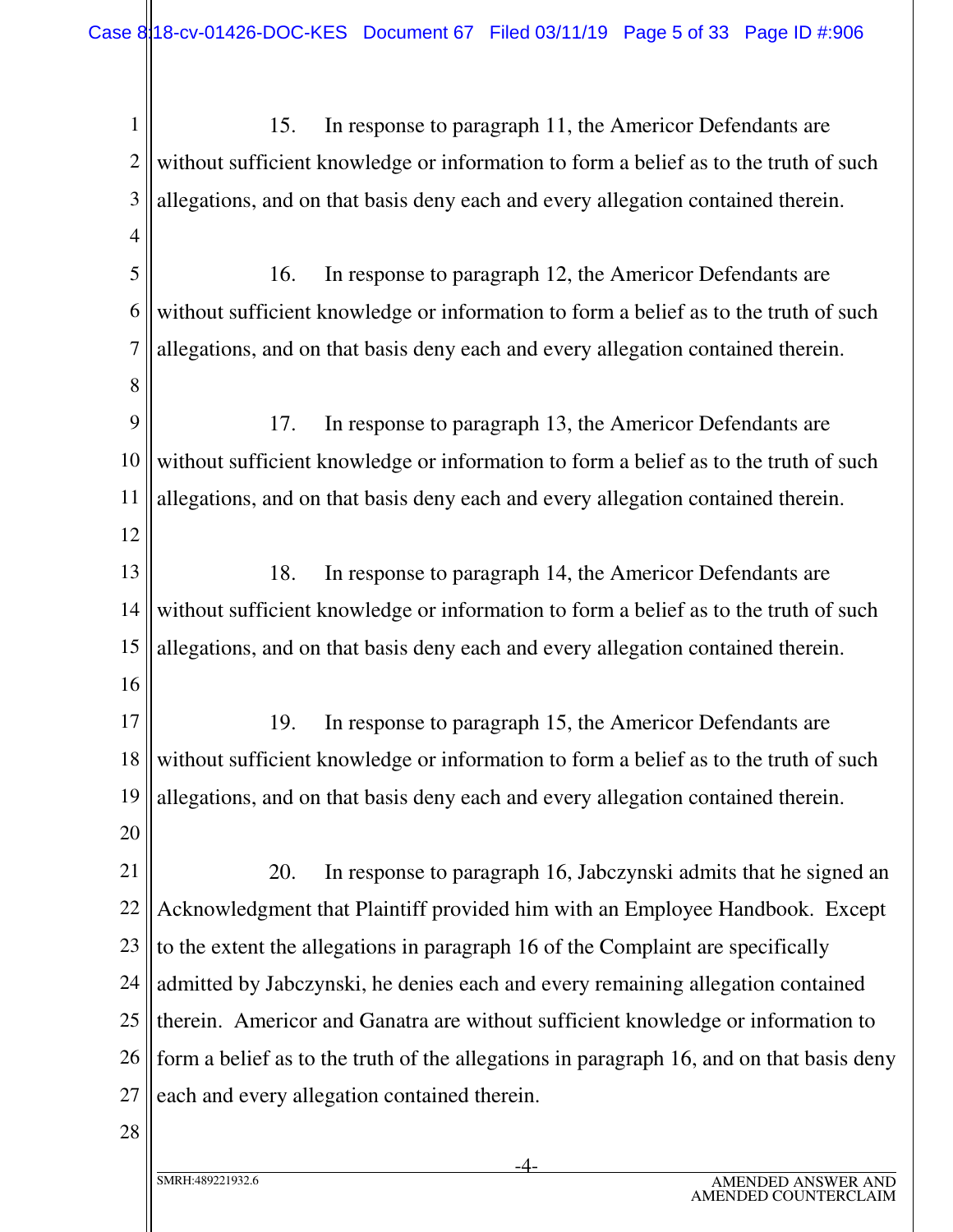15. In response to paragraph 11, the Americor Defendants are without sufficient knowledge or information to form a belief as to the truth of such allegations, and on that basis deny each and every allegation contained therein.

16. In response to paragraph 12, the Americor Defendants are without sufficient knowledge or information to form a belief as to the truth of such allegations, and on that basis deny each and every allegation contained therein.

17. In response to paragraph 13, the Americor Defendants are without sufficient knowledge or information to form a belief as to the truth of such allegations, and on that basis deny each and every allegation contained therein.

18. In response to paragraph 14, the Americor Defendants are without sufficient knowledge or information to form a belief as to the truth of such allegations, and on that basis deny each and every allegation contained therein.

19. In response to paragraph 15, the Americor Defendants are without sufficient knowledge or information to form a belief as to the truth of such allegations, and on that basis deny each and every allegation contained therein.

20. In response to paragraph 16, Jabczynski admits that he signed an Acknowledgment that Plaintiff provided him with an Employee Handbook. Except to the extent the allegations in paragraph 16 of the Complaint are specifically admitted by Jabczynski, he denies each and every remaining allegation contained therein. Americor and Ganatra are without sufficient knowledge or information to form a belief as to the truth of the allegations in paragraph 16, and on that basis deny each and every allegation contained therein.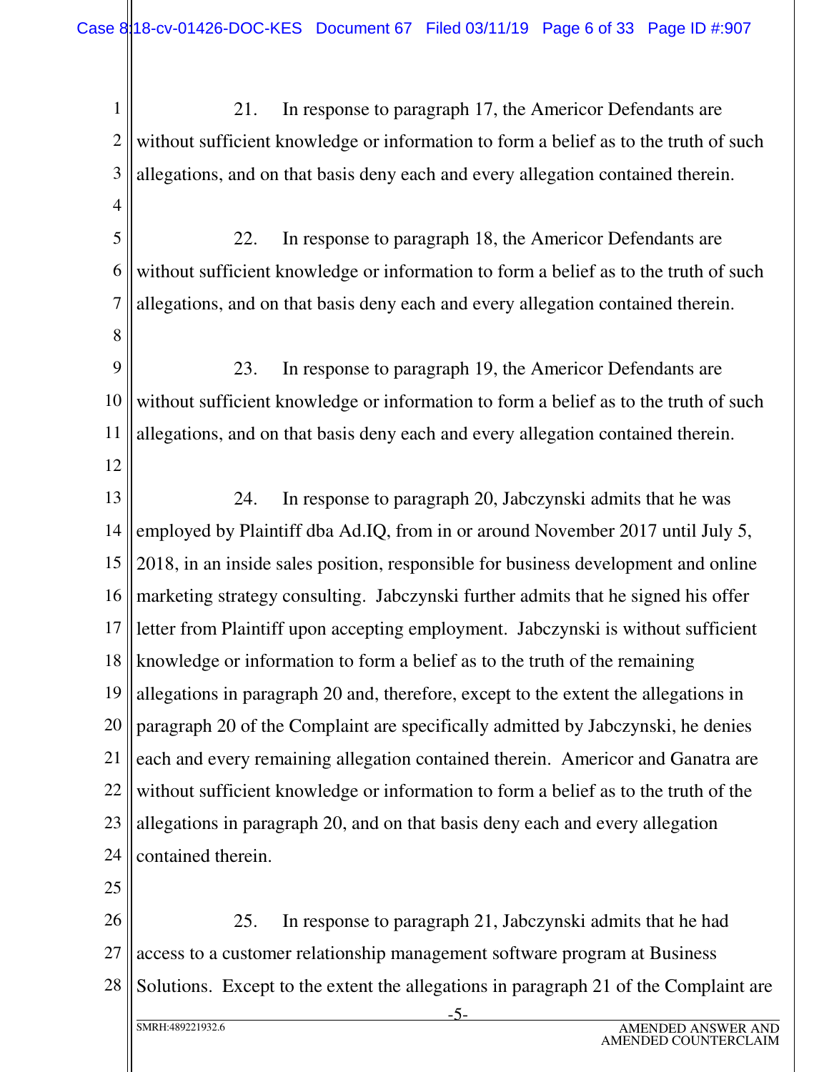21. In response to paragraph 17, the Americor Defendants are without sufficient knowledge or information to form a belief as to the truth of such allegations, and on that basis deny each and every allegation contained therein.

22. In response to paragraph 18, the Americor Defendants are without sufficient knowledge or information to form a belief as to the truth of such allegations, and on that basis deny each and every allegation contained therein.

23. In response to paragraph 19, the Americor Defendants are without sufficient knowledge or information to form a belief as to the truth of such allegations, and on that basis deny each and every allegation contained therein.

24. In response to paragraph 20, Jabczynski admits that he was employed by Plaintiff dba Ad.IQ, from in or around November 2017 until July 5, 2018, in an inside sales position, responsible for business development and online marketing strategy consulting. Jabczynski further admits that he signed his offer letter from Plaintiff upon accepting employment. Jabczynski is without sufficient knowledge or information to form a belief as to the truth of the remaining allegations in paragraph 20 and, therefore, except to the extent the allegations in paragraph 20 of the Complaint are specifically admitted by Jabczynski, he denies each and every remaining allegation contained therein. Americor and Ganatra are without sufficient knowledge or information to form a belief as to the truth of the allegations in paragraph 20, and on that basis deny each and every allegation contained therein.

25. In response to paragraph 21, Jabczynski admits that he had access to a customer relationship management software program at Business Solutions. Except to the extent the allegations in paragraph 21 of the Complaint are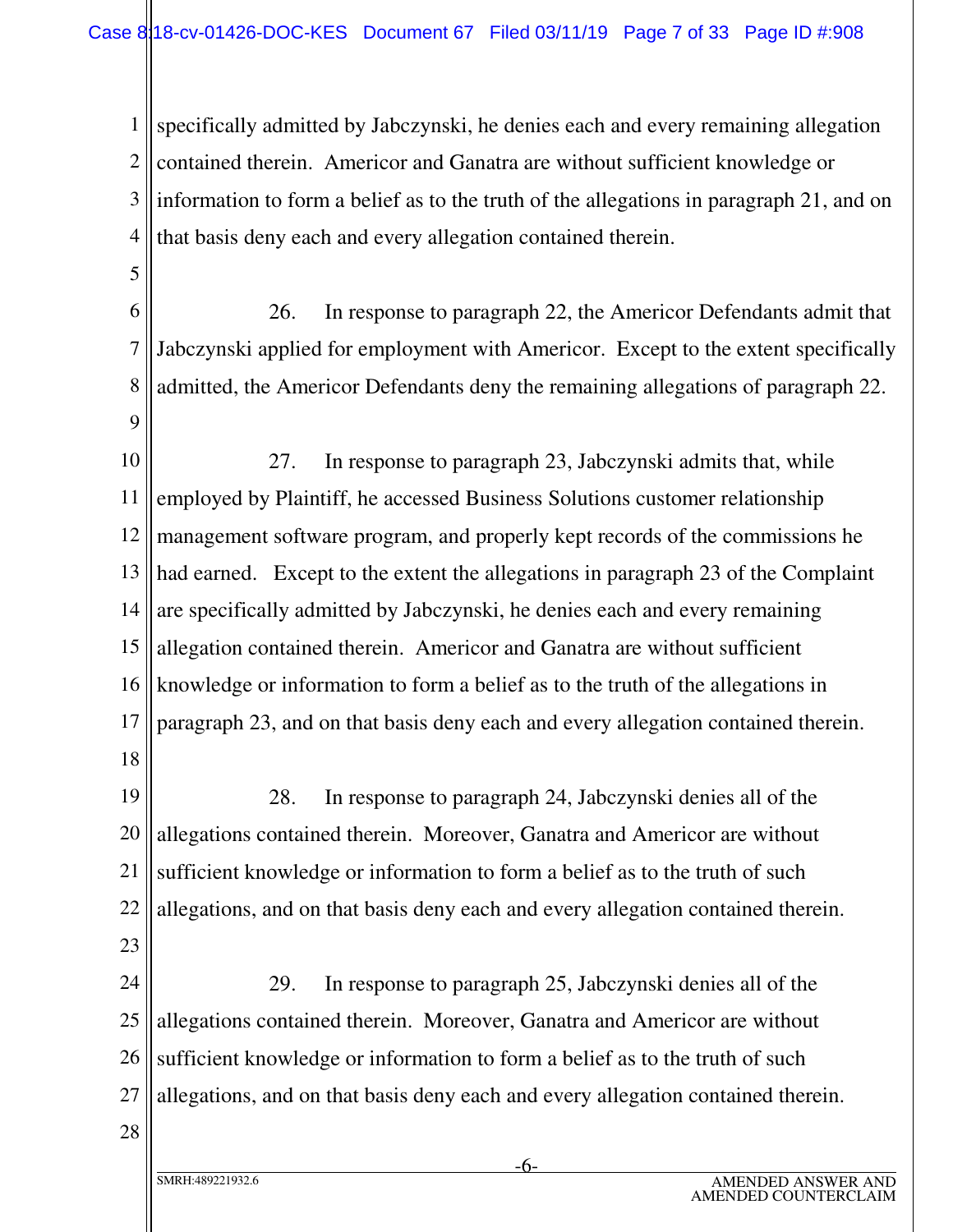specifically admitted by Jabczynski, he denies each and every remaining allegation contained therein. Americor and Ganatra are without sufficient knowledge or information to form a belief as to the truth of the allegations in paragraph 21, and on that basis deny each and every allegation contained therein.

26. In response to paragraph 22, the Americor Defendants admit that Jabczynski applied for employment with Americor. Except to the extent specifically admitted, the Americor Defendants deny the remaining allegations of paragraph 22.

27. In response to paragraph 23, Jabczynski admits that, while employed by Plaintiff, he accessed Business Solutions customer relationship management software program, and properly kept records of the commissions he had earned. Except to the extent the allegations in paragraph 23 of the Complaint are specifically admitted by Jabczynski, he denies each and every remaining allegation contained therein. Americor and Ganatra are without sufficient knowledge or information to form a belief as to the truth of the allegations in paragraph 23, and on that basis deny each and every allegation contained therein.

28. In response to paragraph 24, Jabczynski denies all of the allegations contained therein. Moreover, Ganatra and Americor are without sufficient knowledge or information to form a belief as to the truth of such allegations, and on that basis deny each and every allegation contained therein.

29. In response to paragraph 25, Jabczynski denies all of the allegations contained therein. Moreover, Ganatra and Americor are without sufficient knowledge or information to form a belief as to the truth of such allegations, and on that basis deny each and every allegation contained therein.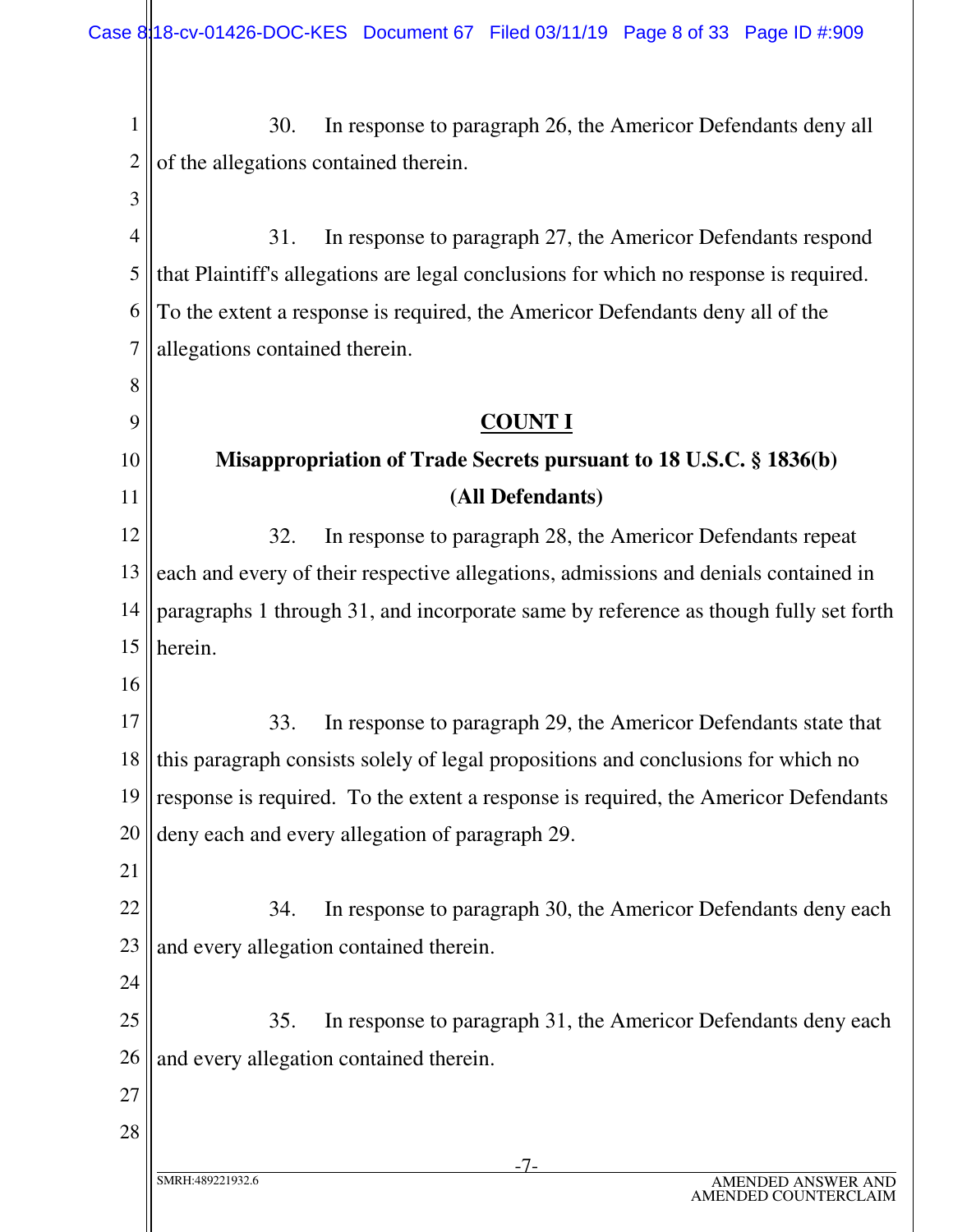30. In response to paragraph 26, the Americor Defendants deny all of the allegations contained therein.

31. In response to paragraph 27, the Americor Defendants respond that Plaintiff's allegations are legal conclusions for which no response is required. To the extent a response is required, the Americor Defendants deny all of the allegations contained therein.

## COUNT I

### Misappropriation of Trade Secrets pursuant to 18 U.S.C. § 1836(b)

### (All Defendants)

32. In response to paragraph 28, the Americor Defendants repeat each and every of their respective allegations, admissions and denials contained in paragraphs 1 through 31, and incorporate same by reference as though fully set forth herein.

33. In response to paragraph 29, the Americor Defendants state that this paragraph consists solely of legal propositions and conclusions for which no response is required. To the extent a response is required, the Americor Defendants deny each and every allegation of paragraph 29.

34. In response to paragraph 30, the Americor Defendants deny each and every allegation contained therein.

35. In response to paragraph 31, the Americor Defendants deny each and every allegation contained therein.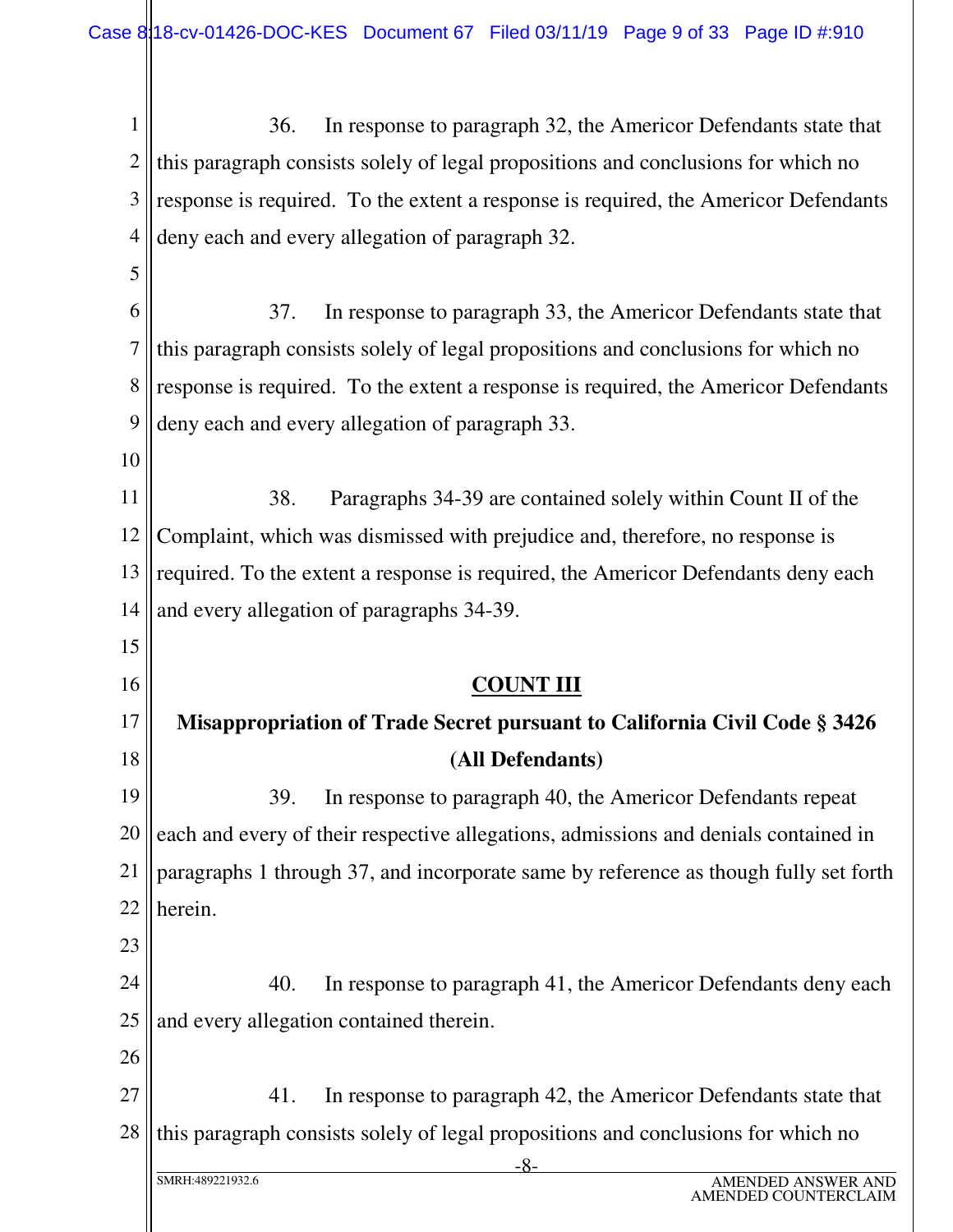36. In response to paragraph 32, the Americor Defendants state that this paragraph consists solely of legal propositions and conclusions for which no response is required. To the extent a response is required, the Americor Defendants deny each and every allegation of paragraph 32.

37. In response to paragraph 33, the Americor Defendants state that this paragraph consists solely of legal propositions and conclusions for which no response is required. To the extent a response is required, the Americor Defendants deny each and every allegation of paragraph 33.

38. Paragraphs 34-39 are contained solely within Count II of the Complaint, which was dismissed with prejudice and, therefore, no response is required. To the extent a response is required, the Americor Defendants deny each and every allegation of paragraphs 34-39.

## COUNT III

### Misappropriation of Trade Secret pursuant to California Civil Code § 3426 (All Defendants)

39. In response to paragraph 40, the Americor Defendants repeat each and every of their respective allegations, admissions and denials contained in paragraphs 1 through 37, and incorporate same by reference as though fully set forth herein.

40. In response to paragraph 41, the Americor Defendants deny each and every allegation contained therein.

41. In response to paragraph 42, the Americor Defendants state that this paragraph consists solely of legal propositions and conclusions for which no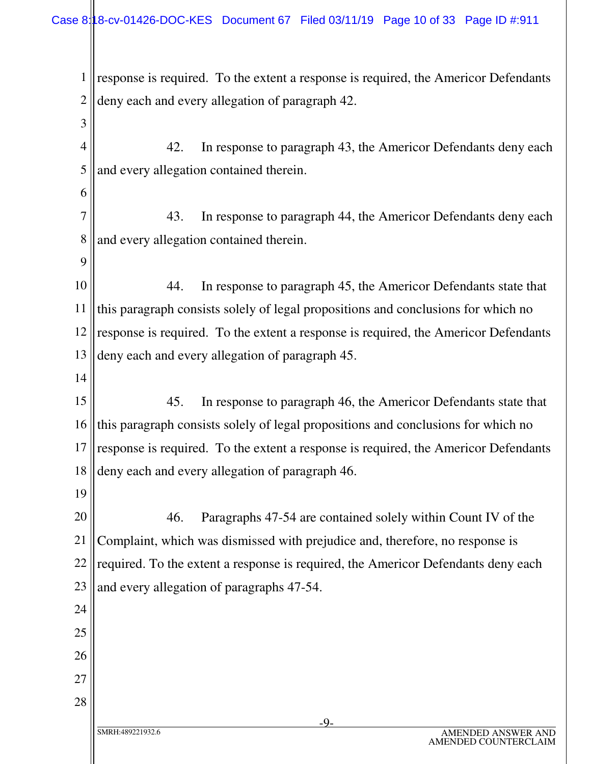response is required. To the extent a response is required, the Americor Defendants deny each and every allegation of paragraph 42.

42. In response to paragraph 43, the Americor Defendants deny each and every allegation contained therein.

43. In response to paragraph 44, the Americor Defendants deny each and every allegation contained therein.

44. In response to paragraph 45, the Americor Defendants state that this paragraph consists solely of legal propositions and conclusions for which no response is required. To the extent a response is required, the Americor Defendants deny each and every allegation of paragraph 45.

45. In response to paragraph 46, the Americor Defendants state that this paragraph consists solely of legal propositions and conclusions for which no response is required. To the extent a response is required, the Americor Defendants deny each and every allegation of paragraph 46.

46. Paragraphs 47-54 are contained solely within Count IV of the Complaint, which was dismissed with prejudice and, therefore, no response is required. To the extent a response is required, the Americor Defendants deny each and every allegation of paragraphs 47-54.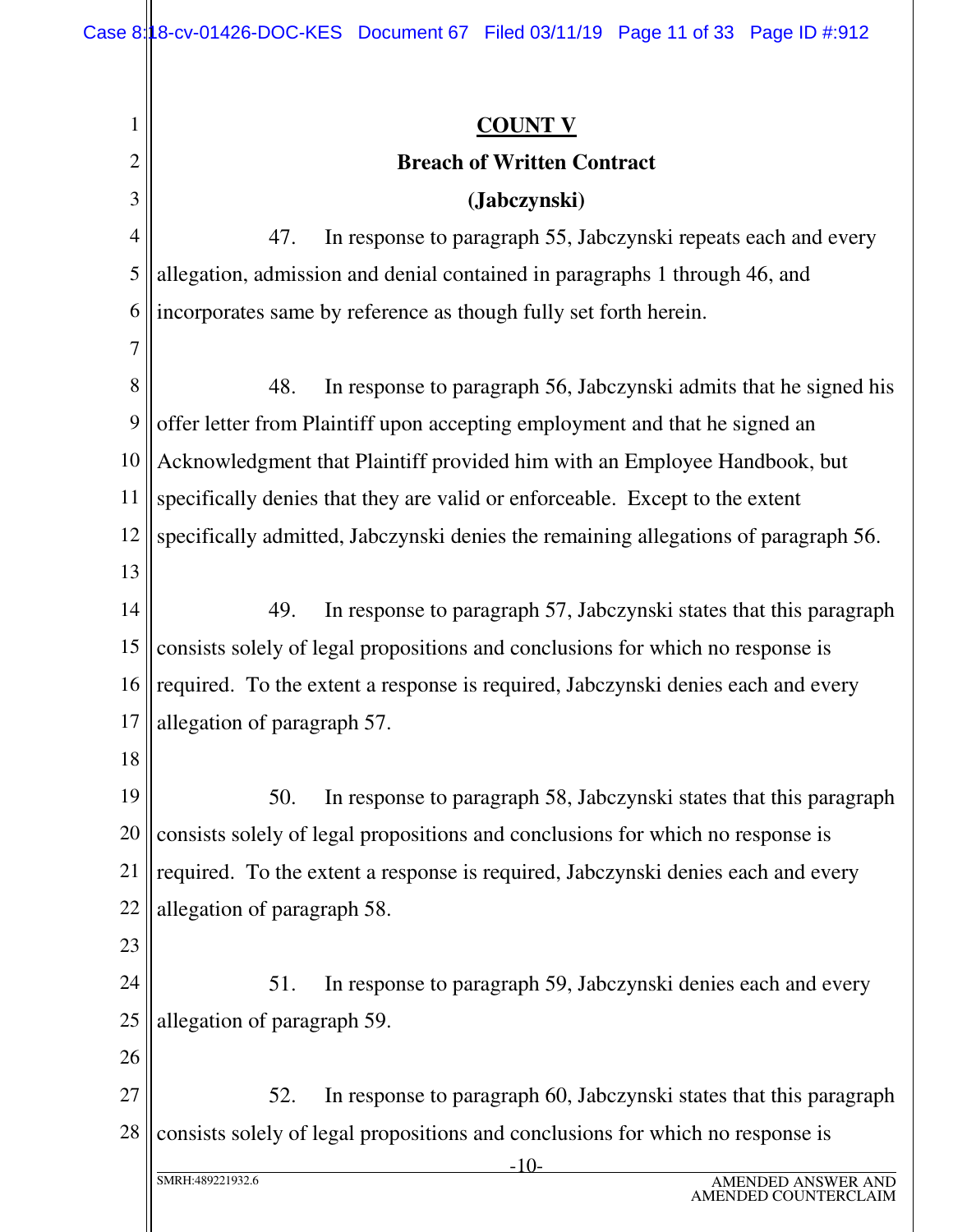**COUNT V**

**Breach of Written Contract**

**(Jabczynski)**

47. In response to paragraph 55, Jabczynski repeats each and every allegation, admission and denial contained in paragraphs 1 through 46, and incorporates same by reference as though fully set forth herein.

48. In response to paragraph 56, Jabczynski admits that he signed his offer letter from Plaintiff upon accepting employment and that he signed an Acknowledgment that Plaintiff provided him with an Employee Handbook, but specifically denies that they are valid or enforceable. Except to the extent specifically admitted, Jabczynski denies the remaining allegations of paragraph 56.

49. In response to paragraph 57, Jabczynski states that this paragraph consists solely of legal propositions and conclusions for which no response is required. To the extent a response is required, Jabczynski denies each and every allegation of paragraph 57.

50. In response to paragraph 58, Jabczynski states that this paragraph consists solely of legal propositions and conclusions for which no response is required. To the extent a response is required, Jabczynski denies each and every allegation of paragraph 58.

51. In response to paragraph 59, Jabczynski denies each and every allegation of paragraph 59.

52. In response to paragraph 60, Jabczynski states that this paragraph consists solely of legal propositions and conclusions for which no response is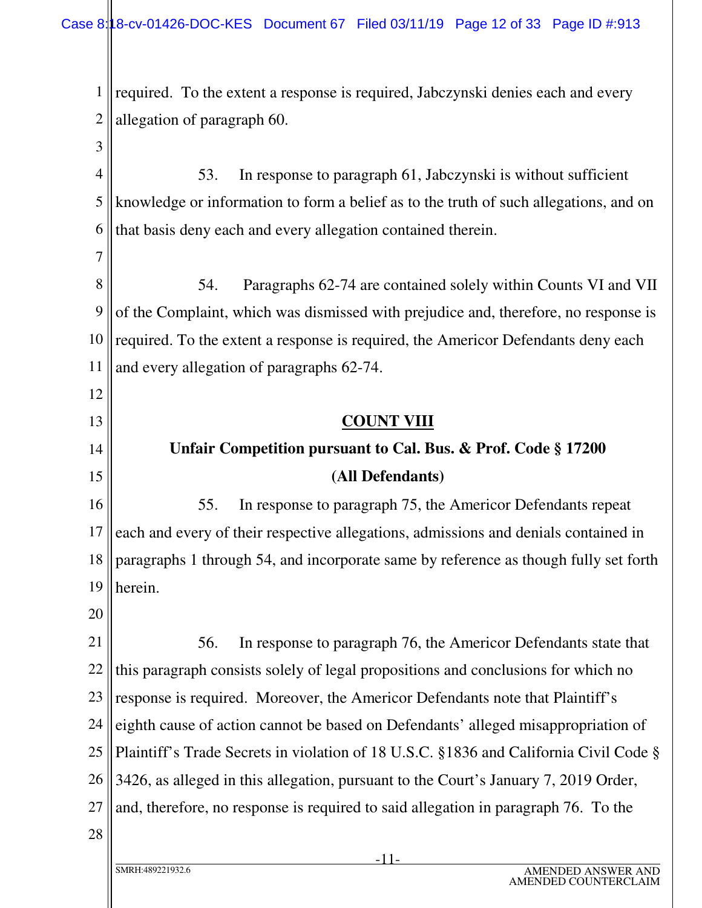required. To the extent a response is required, Jabczynski denies each and every allegation of paragraph 60.

53. In response to paragraph 61, Jabczynski is without sufficient knowledge or information to form a belief as to the truth of such allegations, and on that basis deny each and every allegation contained therein.

54. Paragraphs 62-74 are contained solely within Counts VI and VII of the Complaint, which was dismissed with prejudice and, therefore, no response is required. To the extent a response is required, the Americor Defendants deny each and every allegation of paragraphs 62-74.

**COUNT VIII**

**Unfair Competition pursuant to Cal. Bus. & Prof. Code § 17200**

**(All Defendants)**

55. In response to paragraph 75, the Americor Defendants repeat each and every of their respective allegations, admissions and denials contained in paragraphs 1 through 54, and incorporate same by reference as though fully set forth herein.

56. In response to paragraph 76, the Americor Defendants state that this paragraph consists solely of legal propositions and conclusions for which no response is required. Moreover, the Americor Defendants note that Plaintiff's eighth cause of action cannot be based on Defendants' alleged misappropriation of Plaintiff's Trade Secrets in violation of 18 U.S.C. §1836 and California Civil Code § 3426, as alleged in this allegation, pursuant to the Court's January 7, 2019 Order, and, therefore, no response is required to said allegation in paragraph 76. To the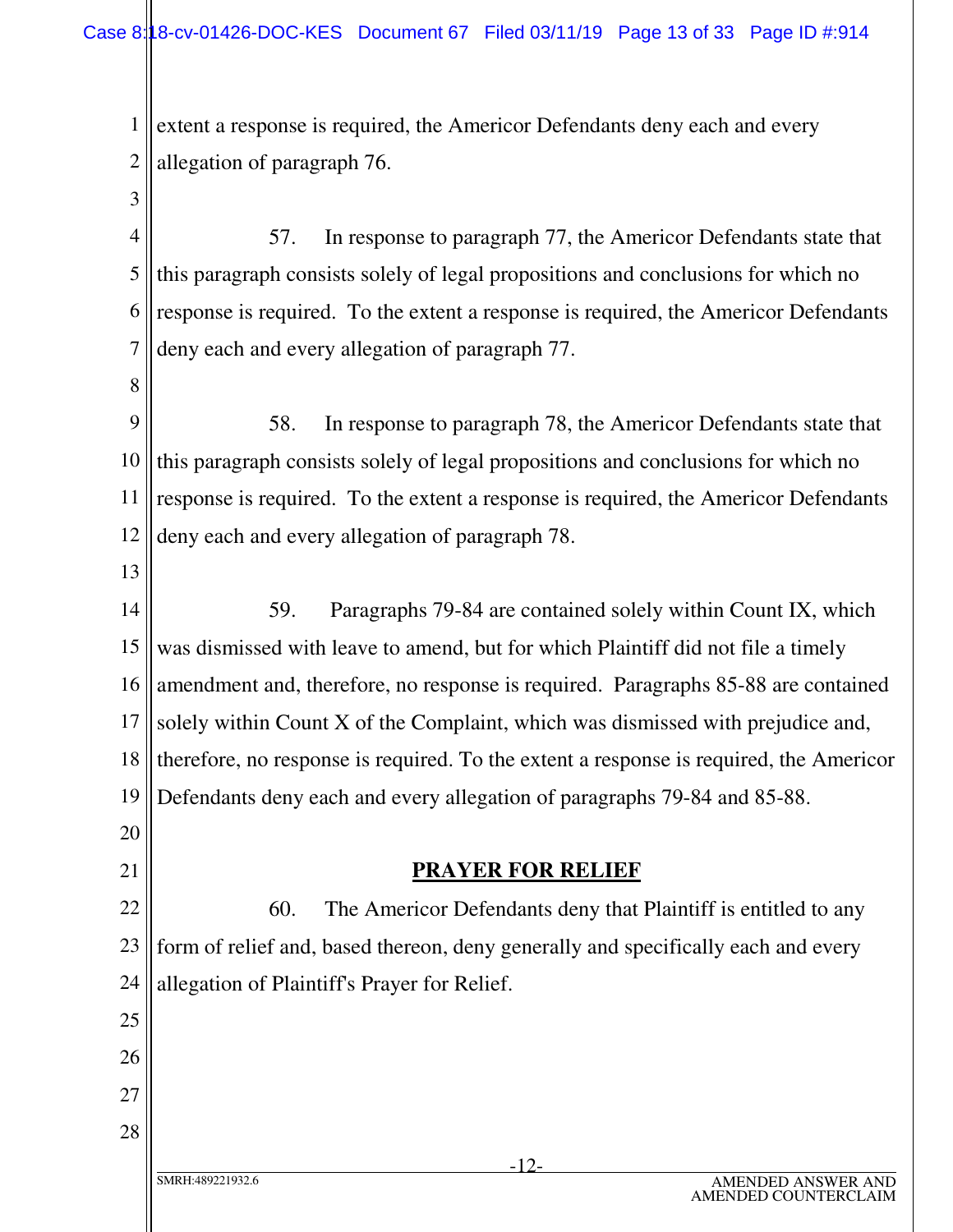extent a response is required, the Americor Defendants deny each and every allegation of paragraph 76.

57. In response to paragraph 77, the Americor Defendants state that this paragraph consists solely of legal propositions and conclusions for which no response is required. To the extent a response is required, the Americor Defendants deny each and every allegation of paragraph 77.

58. In response to paragraph 78, the Americor Defendants state that this paragraph consists solely of legal propositions and conclusions for which no response is required. To the extent a response is required, the Americor Defendants deny each and every allegation of paragraph 78.

59. Paragraphs 79-84 are contained solely within Count IX, which was dismissed with leave to amend, but for which Plaintiff did not file a timely amendment and, therefore, no response is required. Paragraphs 85-88 are contained solely within Count X of the Complaint, which was dismissed with prejudice and, therefore, no response is required. To the extent a response is required, the Americor Defendants deny each and every allegation of paragraphs 79-84 and 85-88.

## PRAYER FOR RELIEF

60. The Americor Defendants deny that Plaintiff is entitled to any form of relief and, based thereon, deny generally and specifically each and every allegation of Plaintiff's Prayer for Relief.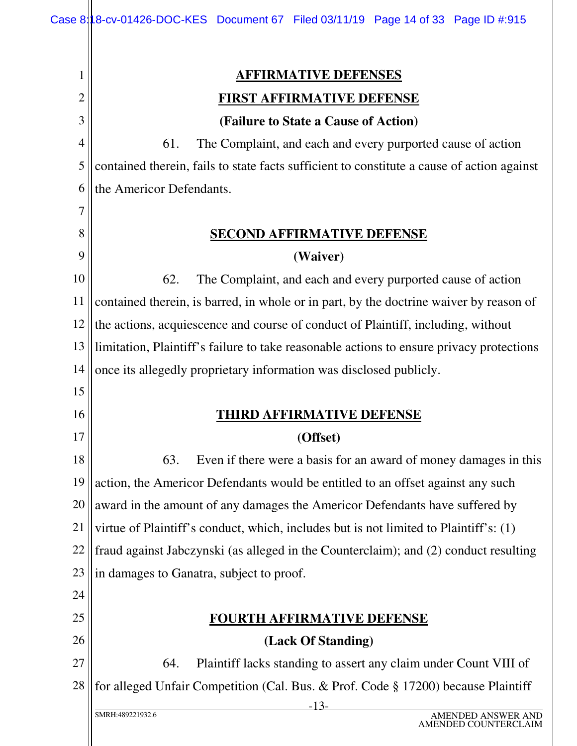## AFFIRMATIVE DEFENSES

### FIRST AFFIRMATIVE DEFENSE

**(Failure to State a Cause of Action)**

61. The Complaint, and each and every purported cause of action contained therein, fails to state facts sufficient to constitute a cause of action against the Americor Defendants.

### SECOND AFFIRMATIVE DEFENSE

**(Waiver)**

62. The Complaint, and each and every purported cause of action contained therein, is barred, in whole or in part, by the doctrine waiver by reason of the actions, acquiescence and course of conduct of Plaintiff, including, without limitation, Plaintiff's failure to take reasonable actions to ensure privacy protections once its allegedly proprietary information was disclosed publicly.

### THIRD AFFIRMATIVE DEFENSE

**(Offset)**

63. Even if there were a basis for an award of money damages in this action, the Americor Defendants would be entitled to an offset against any such award in the amount of any damages the Americor Defendants have suffered by virtue of Plaintiff's conduct, which, includes but is not limited to Plaintiff's: (1) fraud against Jabczynski (as alleged in the Counterclaim); and (2) conduct resulting in damages to Ganatra, subject to proof.

### FOURTH AFFIRMATIVE DEFENSE

**(Lack Of Standing)**

64. Plaintiff lacks standing to assert any claim under Count VIII of for alleged Unfair Competition (Cal. Bus. & Prof. Code § 17200) because Plaintiff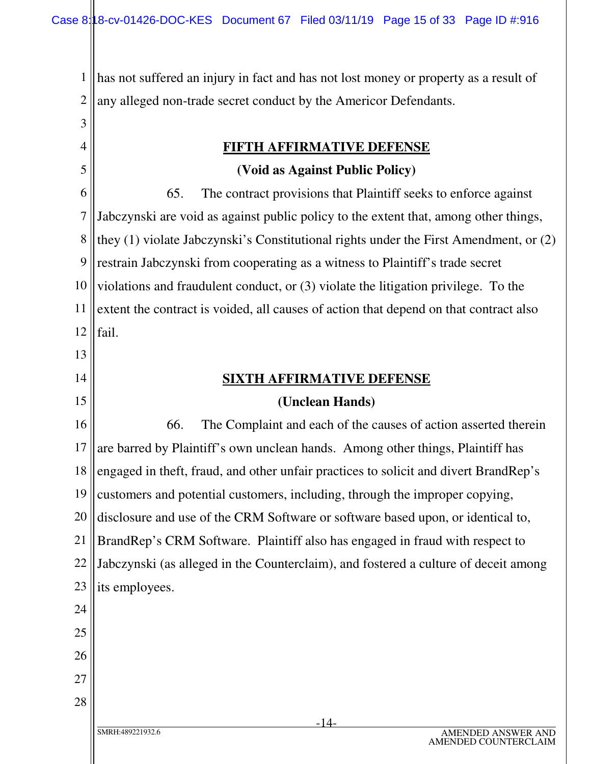has not suffered an injury in fact and has not lost money or property as a result of any alleged non-trade secret conduct by the Americor Defendants.

**FIFTH AFFIRMATIVE DEFENSE**

**(Void as Against Public Policy)**

65. The contract provisions that Plaintiff seeks to enforce against Jabczynski are void as against public policy to the extent that, among other things, they (1) violate Jabczynski's Constitutional rights under the First Amendment, or (2) restrain Jabczynski from cooperating as a witness to Plaintiff's trade secret violations and fraudulent conduct, or (3) violate the litigation privilege. To the extent the contract is voided, all causes of action that depend on that contract also fail.

**SIXTH AFFIRMATIVE DEFENSE**

**(Unclean Hands)**

66. The Complaint and each of the causes of action asserted therein are barred by Plaintiff's own unclean hands. Among other things, Plaintiff has engaged in theft, fraud, and other unfair practices to solicit and divert BrandRep's customers and potential customers, including, through the improper copying, disclosure and use of the CRM Software or software based upon, or identical to, BrandRep's CRM Software. Plaintiff also has engaged in fraud with respect to Jabczynski (as alleged in the Counterclaim), and fostered a culture of deceit among its employees.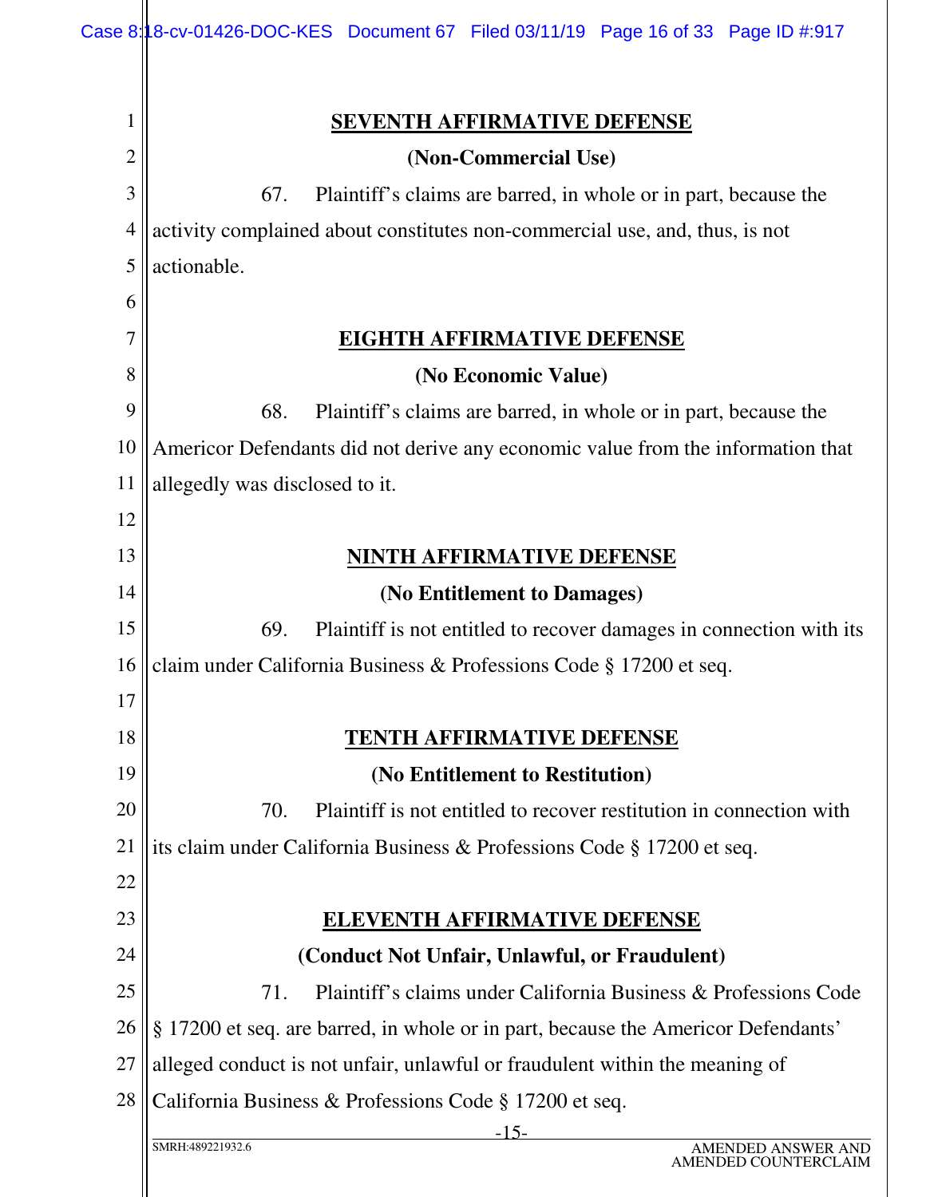## SEVENTH AFFIRMATIVE DEFENSE

**(Non-Commercial Use)**

67. Plaintiff's claims are barred, in whole or in part, because the activity complained about constitutes non-commercial use, and, thus, is not actionable.

## EIGHTH AFFIRMATIVE DEFENSE

**(No Economic Value)**

68. Plaintiff's claims are barred, in whole or in part, because the Americor Defendants did not derive any economic value from the information that allegedly was disclosed to it.

## NINTH AFFIRMATIVE DEFENSE

**(No Entitlement to Damages)**

69. Plaintiff is not entitled to recover damages in connection with its claim under California Business & Professions Code § 17200 et seq.

## TENTH AFFIRMATIVE DEFENSE

**(No Entitlement to Restitution)**

70. Plaintiff is not entitled to recover restitution in connection with its claim under California Business & Professions Code § 17200 et seq.

## ELEVENTH AFFIRMATIVE DEFENSE

**(Conduct Not Unfair, Unlawful, or Fraudulent)**

71. Plaintiff's claims under California Business & Professions Code § 17200 et seq. are barred, in whole or in part, because the Americor Defendants' alleged conduct is not unfair, unlawful or fraudulent within the meaning of California Business & Professions Code § 17200 et seq.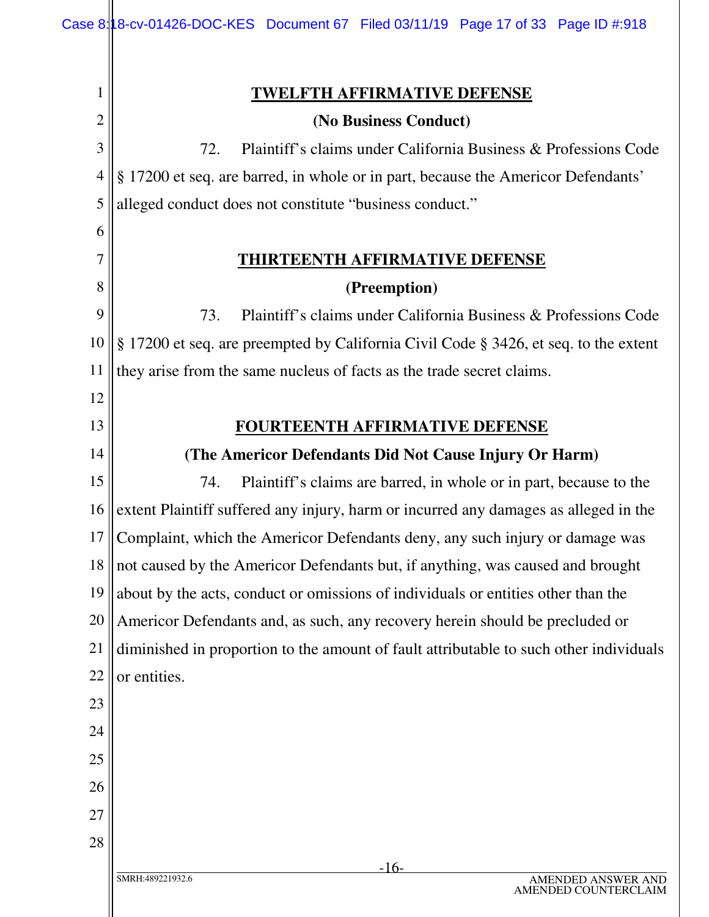## TWELFTH AFFIRMATIVE DEFENSE

**(No Business Conduct)**

72. Plaintiff's claims under California Business & Professions Code § 17200 et seq. are barred, in whole or in part, because the Americor Defendants' alleged conduct does not constitute "business conduct."

## THIRTEENTH AFFIRMATIVE DEFENSE

**(Preemption)**

73. Plaintiff's claims under California Business & Professions Code § 17200 et seq. are preempted by California Civil Code § 3426, et seq. to the extent they arise from the same nucleus of facts as the trade secret claims.

## FOURTEENTH AFFIRMATIVE DEFENSE

**(The Americor Defendants Did Not Cause Injury Or Harm)**

74. Plaintiff's claims are barred, in whole or in part, because to the extent Plaintiff suffered any injury, harm or incurred any damages as alleged in the Complaint, which the Americor Defendants deny, any such injury or damage was not caused by the Americor Defendants but, if anything, was caused and brought about by the acts, conduct or omissions of individuals or entities other than the Americor Defendants and, as such, any recovery herein should be precluded or diminished in proportion to the amount of fault attributable to such other individuals or entities.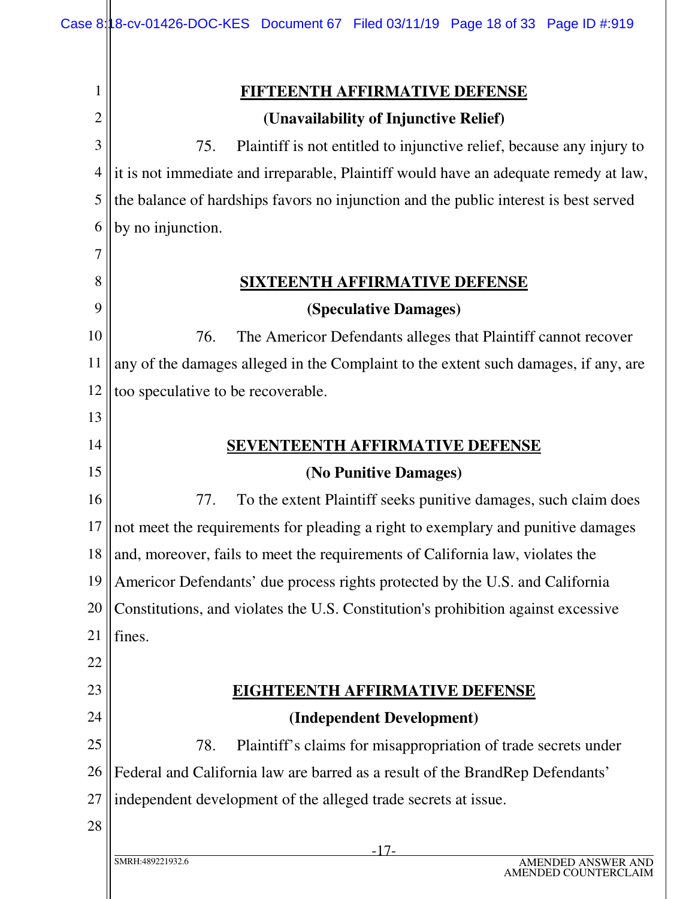## FIFTEENTH AFFIRMATIVE DEFENSE

**(Unavailability of Injunctive Relief)**

75. Plaintiff is not entitled to injunctive relief, because any injury to it is not immediate and irreparable, Plaintiff would have an adequate remedy at law, the balance of hardships favors no injunction and the public interest is best served by no injunction.

## SIXTEENTH AFFIRMATIVE DEFENSE

**(Speculative Damages)**

76. The Americor Defendants alleges that Plaintiff cannot recover any of the damages alleged in the Complaint to the extent such damages, if any, are too speculative to be recoverable.

## SEVENTEENTH AFFIRMATIVE DEFENSE

**(No Punitive Damages)**

77. To the extent Plaintiff seeks punitive damages, such claim does not meet the requirements for pleading a right to exemplary and punitive damages and, moreover, fails to meet the requirements of California law, violates the Americor Defendants' due process rights protected by the U.S. and California Constitutions, and violates the U.S. Constitution's prohibition against excessive fines.

## EIGHTEENTH AFFIRMATIVE DEFENSE

**(Independent Development)**

78. Plaintiff's claims for misappropriation of trade secrets under Federal and California law are barred as a result of the BrandRep Defendants' independent development of the alleged trade secrets at issue.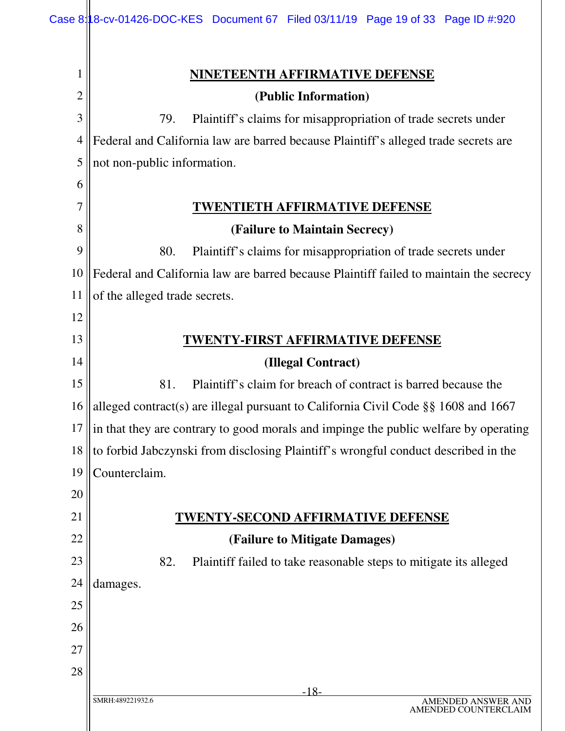## NINETEENTH AFFIRMATIVE DEFENSE

### (Public Information)

79. Plaintiff's claims for misappropriation of trade secrets under Federal and California law are barred because Plaintiff's alleged trade secrets are not non-public information.

## TWENTIETH AFFIRMATIVE DEFENSE

### (Failure to Maintain Secrecy)

80. Plaintiff's claims for misappropriation of trade secrets under Federal and California law are barred because Plaintiff failed to maintain the secrecy of the alleged trade secrets.

## TWENTY-FIRST AFFIRMATIVE DEFENSE

### (Illegal Contract)

81. Plaintiff's claim for breach of contract is barred because the alleged contract(s) are illegal pursuant to California Civil Code §§ 1608 and 1667 in that they are contrary to good morals and impinge the public welfare by operating to forbid Jabczynski from disclosing Plaintiff's wrongful conduct described in the Counterclaim.

## TWENTY-SECOND AFFIRMATIVE DEFENSE

### (Failure to Mitigate Damages)

82. Plaintiff failed to take reasonable steps to mitigate its alleged damages.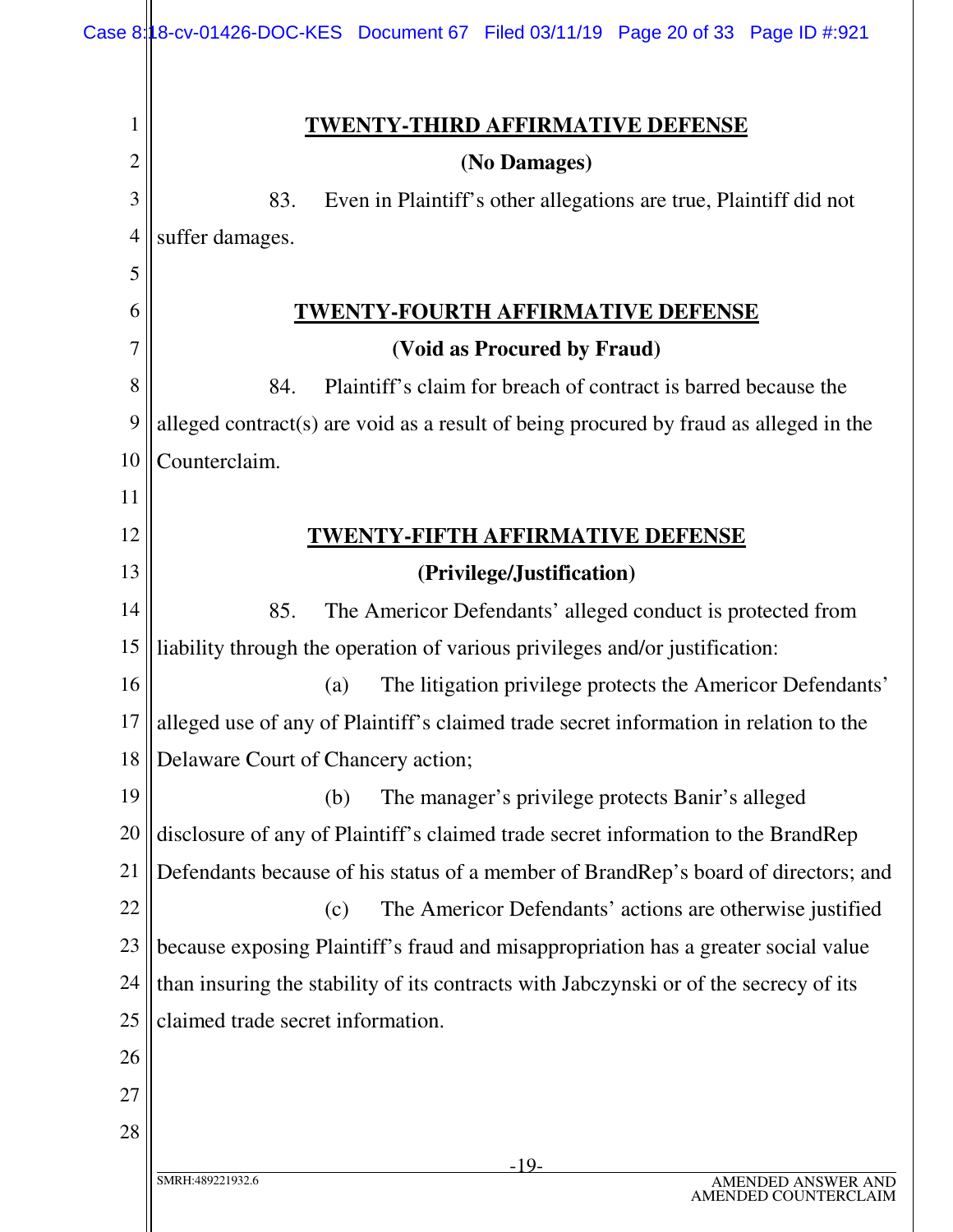**TWENTY-THIRD AFFIRMATIVE DEFENSE**

**(No Damages)**

83. Even in Plaintiff's other allegations are true, Plaintiff did not suffer damages.

**TWENTY-FOURTH AFFIRMATIVE DEFENSE**

**(Void as Procured by Fraud)**

84. Plaintiff's claim for breach of contract is barred because the alleged contract(s) are void as a result of being procured by fraud as alleged in the Counterclaim.

**TWENTY-FIFTH AFFIRMATIVE DEFENSE**

**(Privilege/Justification)**

85. The Americor Defendants' alleged conduct is protected from liability through the operation of various privileges and/or justification:

(a) The litigation privilege protects the Americor Defendants' alleged use of any of Plaintiff's claimed trade secret information in relation to the Delaware Court of Chancery action;

(b) The manager's privilege protects Banir's alleged disclosure of any of Plaintiff's claimed trade secret information to the BrandRep Defendants because of his status of a member of BrandRep's board of directors; and

(c) The Americor Defendants' actions are otherwise justified because exposing Plaintiff's fraud and misappropriation has a greater social value than insuring the stability of its contracts with Jabczynski or of the secrecy of its claimed trade secret information.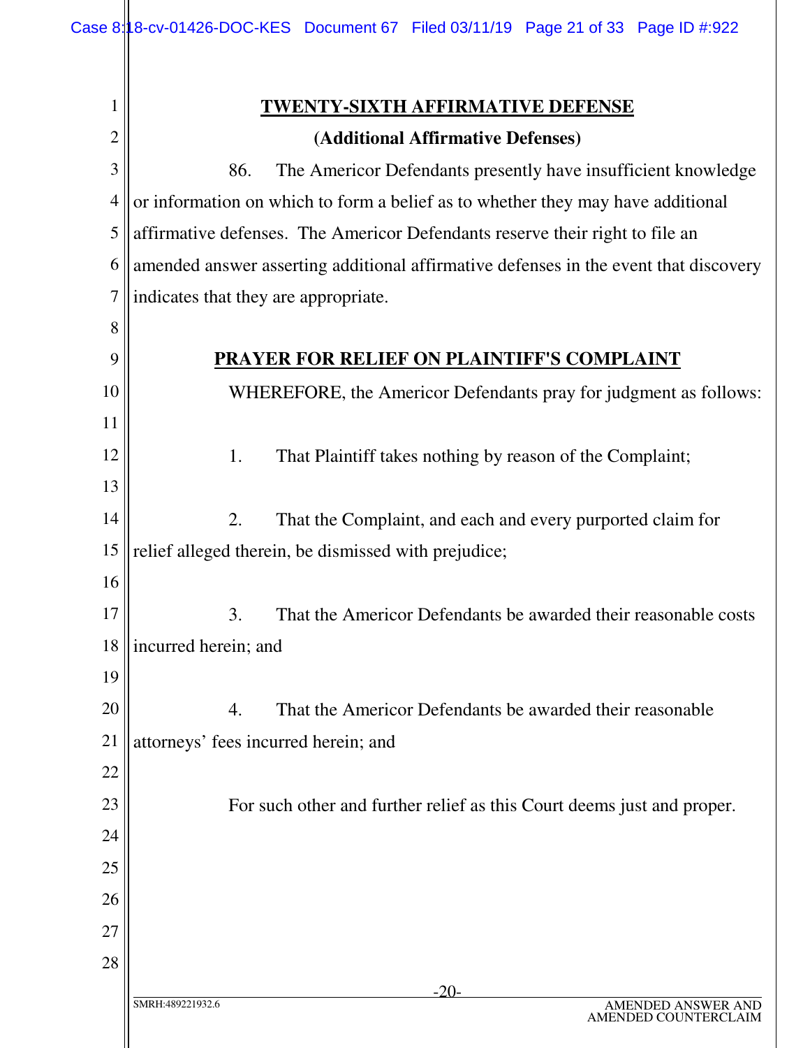## TWENTY-SIXTH AFFIRMATIVE DEFENSE

### (Additional Affirmative Defenses)

86. The Americor Defendants presently have insufficient knowledge or information on which to form a belief as to whether they may have additional affirmative defenses. The Americor Defendants reserve their right to file an amended answer asserting additional affirmative defenses in the event that discovery indicates that they are appropriate.

## PRAYER FOR RELIEF ON PLAINTIFF'S COMPLAINT

WHEREFORE, the Americor Defendants pray for judgment as follows:

1. That Plaintiff takes nothing by reason of the Complaint;

2. That the Complaint, and each and every purported claim for relief alleged therein, be dismissed with prejudice;

3. That the Americor Defendants be awarded their reasonable costs incurred herein; and

4. That the Americor Defendants be awarded their reasonable attorneys' fees incurred herein; and

For such other and further relief as this Court deems just and proper.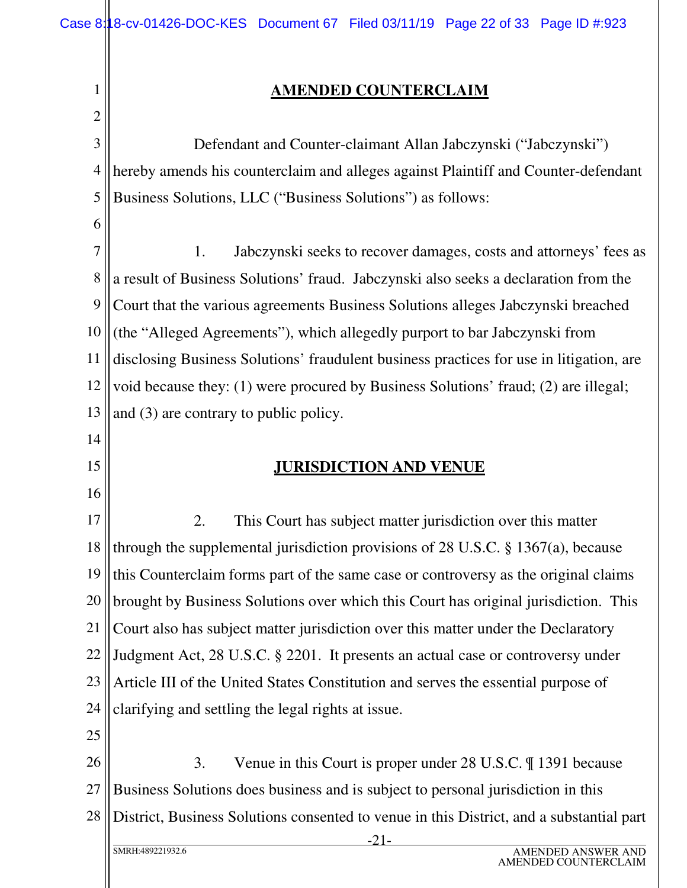## AMENDED COUNTERCLAIM

Defendant and Counter-claimant Allan Jabczynski ("Jabczynski") hereby amends his counterclaim and alleges against Plaintiff and Counter-defendant Business Solutions, LLC ("Business Solutions") as follows:

1. Jabczynski seeks to recover damages, costs and attorneys' fees as a result of Business Solutions' fraud. Jabczynski also seeks a declaration from the Court that the various agreements Business Solutions alleges Jabczynski breached (the "Alleged Agreements"), which allegedly purport to bar Jabczynski from disclosing Business Solutions' fraudulent business practices for use in litigation, are void because they: (1) were procured by Business Solutions' fraud; (2) are illegal; and (3) are contrary to public policy.

## JURISDICTION AND VENUE

2. This Court has subject matter jurisdiction over this matter through the supplemental jurisdiction provisions of 28 U.S.C. § 1367(a), because this Counterclaim forms part of the same case or controversy as the original claims brought by Business Solutions over which this Court has original jurisdiction. This Court also has subject matter jurisdiction over this matter under the Declaratory Judgment Act, 28 U.S.C. § 2201. It presents an actual case or controversy under Article III of the United States Constitution and serves the essential purpose of clarifying and settling the legal rights at issue.

3. Venue in this Court is proper under 28 U.S.C. ¶ 1391 because Business Solutions does business and is subject to personal jurisdiction in this District, Business Solutions consented to venue in this District, and a substantial part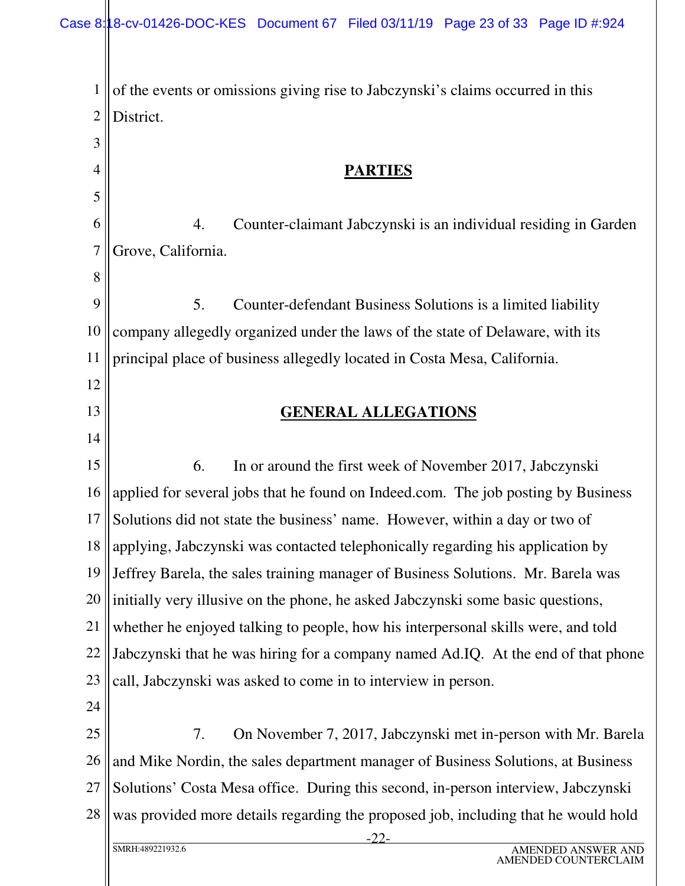of the events or omissions giving rise to Jabczynski's claims occurred in this District.

## PARTIES

4. Counter-claimant Jabczynski is an individual residing in Garden Grove, California.

5. Counter-defendant Business Solutions is a limited liability company allegedly organized under the laws of the state of Delaware, with its principal place of business allegedly located in Costa Mesa, California.

## GENERAL ALLEGATIONS

6. In or around the first week of November 2017, Jabczynski applied for several jobs that he found on Indeed.com. The job posting by Business Solutions did not state the business' name. However, within a day or two of applying, Jabczynski was contacted telephonically regarding his application by Jeffrey Barela, the sales training manager of Business Solutions. Mr. Barela was initially very illusive on the phone, he asked Jabczynski some basic questions, whether he enjoyed talking to people, how his interpersonal skills were, and told Jabczynski that he was hiring for a company named Ad.IQ. At the end of that phone call, Jabczynski was asked to come in to interview in person.

7. On November 7, 2017, Jabczynski met in-person with Mr. Barela and Mike Nordin, the sales department manager of Business Solutions, at Business Solutions' Costa Mesa office. During this second, in-person interview, Jabczynski was provided more details regarding the proposed job, including that he would hold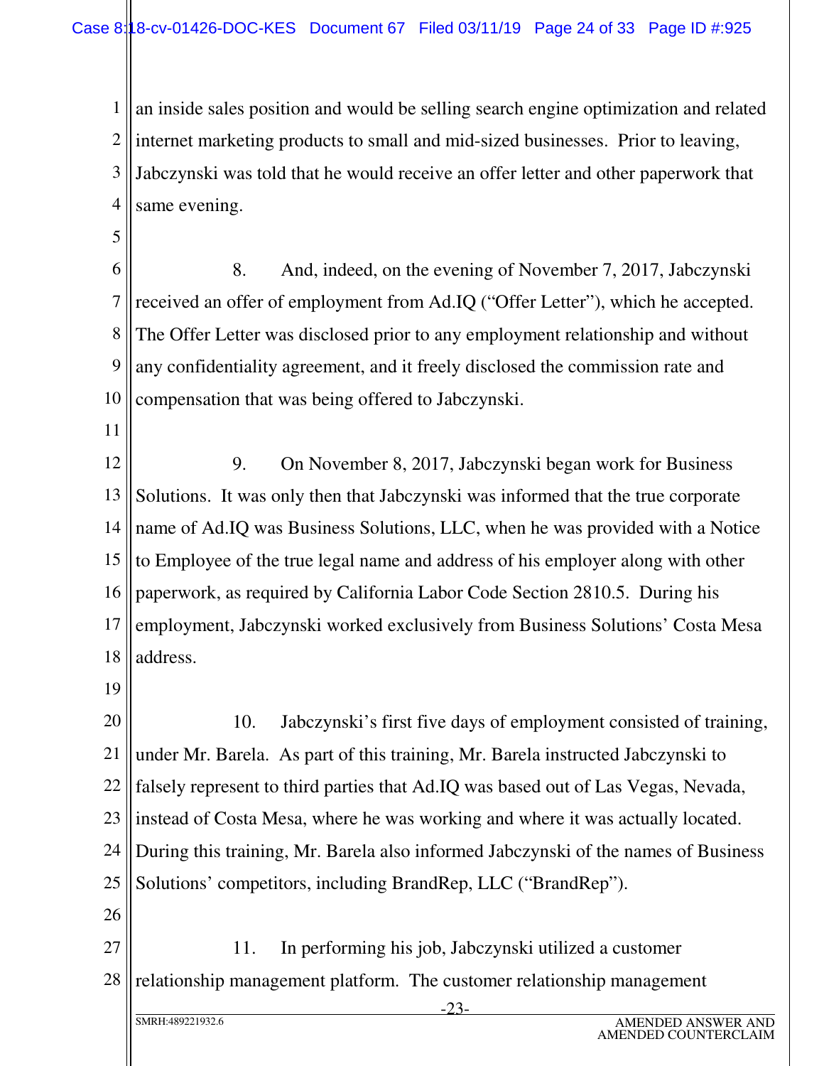an inside sales position and would be selling search engine optimization and related internet marketing products to small and mid-sized businesses. Prior to leaving, Jabczynski was told that he would receive an offer letter and other paperwork that same evening.

8. And, indeed, on the evening of November 7, 2017, Jabczynski received an offer of employment from Ad.IQ ("Offer Letter"), which he accepted. The Offer Letter was disclosed prior to any employment relationship and without any confidentiality agreement, and it freely disclosed the commission rate and compensation that was being offered to Jabczynski.

9. On November 8, 2017, Jabczynski began work for Business Solutions. It was only then that Jabczynski was informed that the true corporate name of Ad.IQ was Business Solutions, LLC, when he was provided with a Notice to Employee of the true legal name and address of his employer along with other paperwork, as required by California Labor Code Section 2810.5. During his employment, Jabczynski worked exclusively from Business Solutions' Costa Mesa address.

10. Jabczynski's first five days of employment consisted of training, under Mr. Barela. As part of this training, Mr. Barela instructed Jabczynski to falsely represent to third parties that Ad.IQ was based out of Las Vegas, Nevada, instead of Costa Mesa, where he was working and where it was actually located. During this training, Mr. Barela also informed Jabczynski of the names of Business Solutions' competitors, including BrandRep, LLC ("BrandRep").

11. In performing his job, Jabczynski utilized a customer relationship management platform. The customer relationship management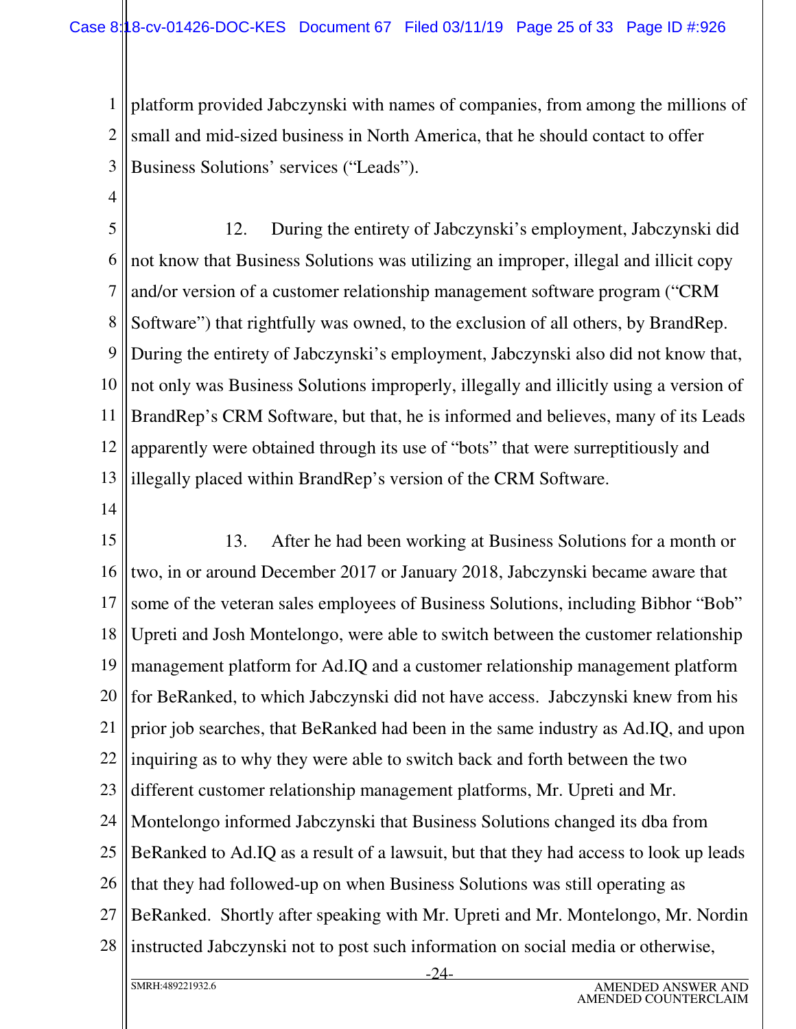platform provided Jabczynski with names of companies, from among the millions of small and mid-sized business in North America, that he should contact to offer Business Solutions' services ("Leads").

12. During the entirety of Jabczynski's employment, Jabczynski did not know that Business Solutions was utilizing an improper, illegal and illicit copy and/or version of a customer relationship management software program ("CRM Software") that rightfully was owned, to the exclusion of all others, by BrandRep. During the entirety of Jabczynski's employment, Jabczynski also did not know that, not only was Business Solutions improperly, illegally and illicitly using a version of BrandRep's CRM Software, but that, he is informed and believes, many of its Leads apparently were obtained through its use of "bots" that were surreptitiously and illegally placed within BrandRep's version of the CRM Software.

13. After he had been working at Business Solutions for a month or two, in or around December 2017 or January 2018, Jabczynski became aware that some of the veteran sales employees of Business Solutions, including Bibhor "Bob" Upreti and Josh Montelongo, were able to switch between the customer relationship management platform for Ad.IQ and a customer relationship management platform for BeRanked, to which Jabczynski did not have access. Jabczynski knew from his prior job searches, that BeRanked had been in the same industry as Ad.IQ, and upon inquiring as to why they were able to switch back and forth between the two different customer relationship management platforms, Mr. Upreti and Mr. Montelongo informed Jabczynski that Business Solutions changed its dba from BeRanked to Ad.IQ as a result of a lawsuit, but that they had access to look up leads that they had followed-up on when Business Solutions was still operating as BeRanked. Shortly after speaking with Mr. Upreti and Mr. Montelongo, Mr. Nordin instructed Jabczynski not to post such information on social media or otherwise,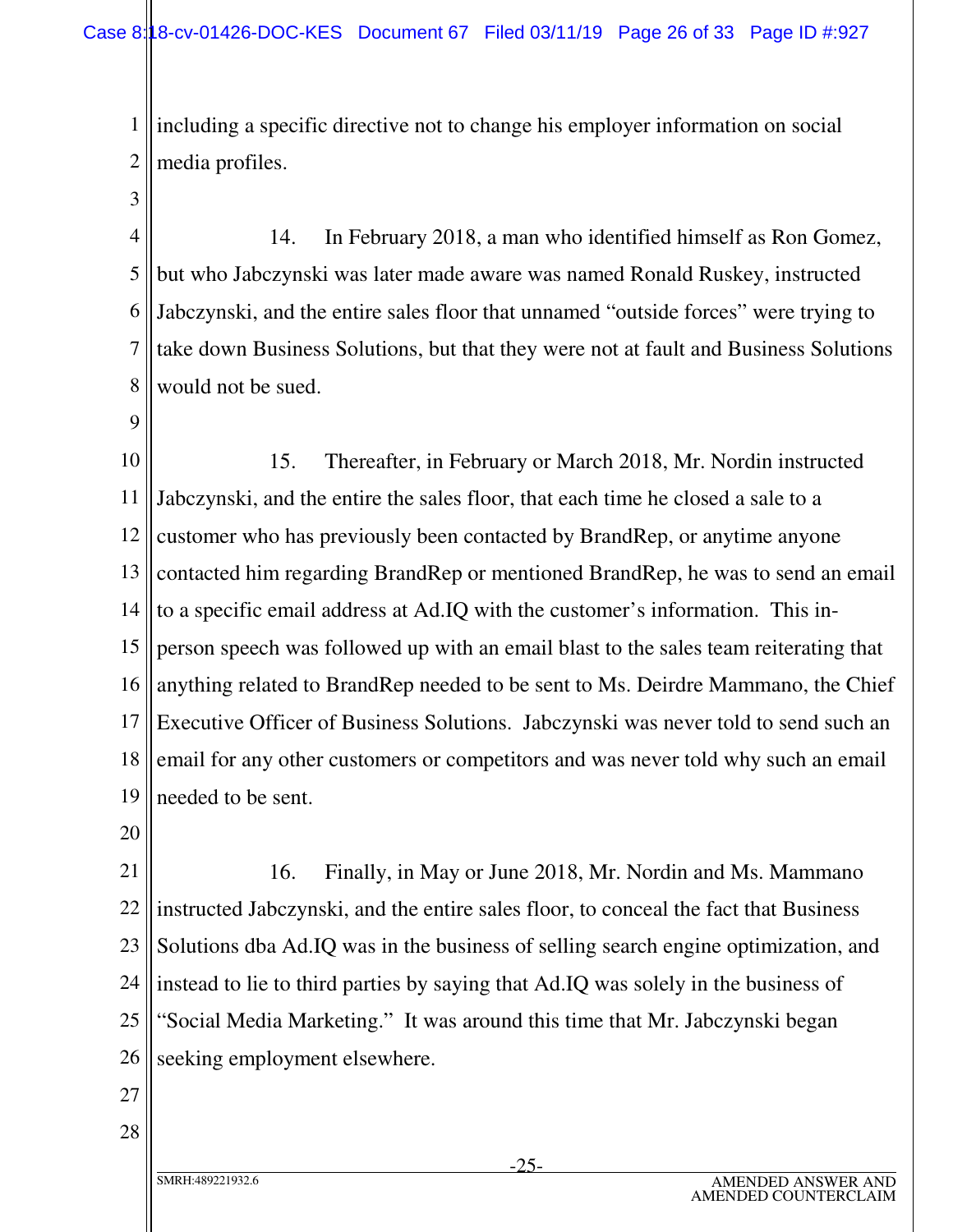including a specific directive not to change his employer information on social media profiles.

14. In February 2018, a man who identified himself as Ron Gomez, but who Jabczynski was later made aware was named Ronald Ruskey, instructed Jabczynski, and the entire sales floor that unnamed "outside forces" were trying to take down Business Solutions, but that they were not at fault and Business Solutions would not be sued.

15. Thereafter, in February or March 2018, Mr. Nordin instructed Jabczynski, and the entire the sales floor, that each time he closed a sale to a customer who has previously been contacted by BrandRep, or anytime anyone contacted him regarding BrandRep or mentioned BrandRep, he was to send an email to a specific email address at Ad.IQ with the customer's information. This in-person speech was followed up with an email blast to the sales team reiterating that anything related to BrandRep needed to be sent to Ms. Deirdre Mammano, the Chief Executive Officer of Business Solutions. Jabczynski was never told to send such an email for any other customers or competitors and was never told why such an email needed to be sent.

16. Finally, in May or June 2018, Mr. Nordin and Ms. Mammano instructed Jabczynski, and the entire sales floor, to conceal the fact that Business Solutions dba Ad.IQ was in the business of selling search engine optimization, and instead to lie to third parties by saying that Ad.IQ was solely in the business of "Social Media Marketing." It was around this time that Mr. Jabczynski began seeking employment elsewhere.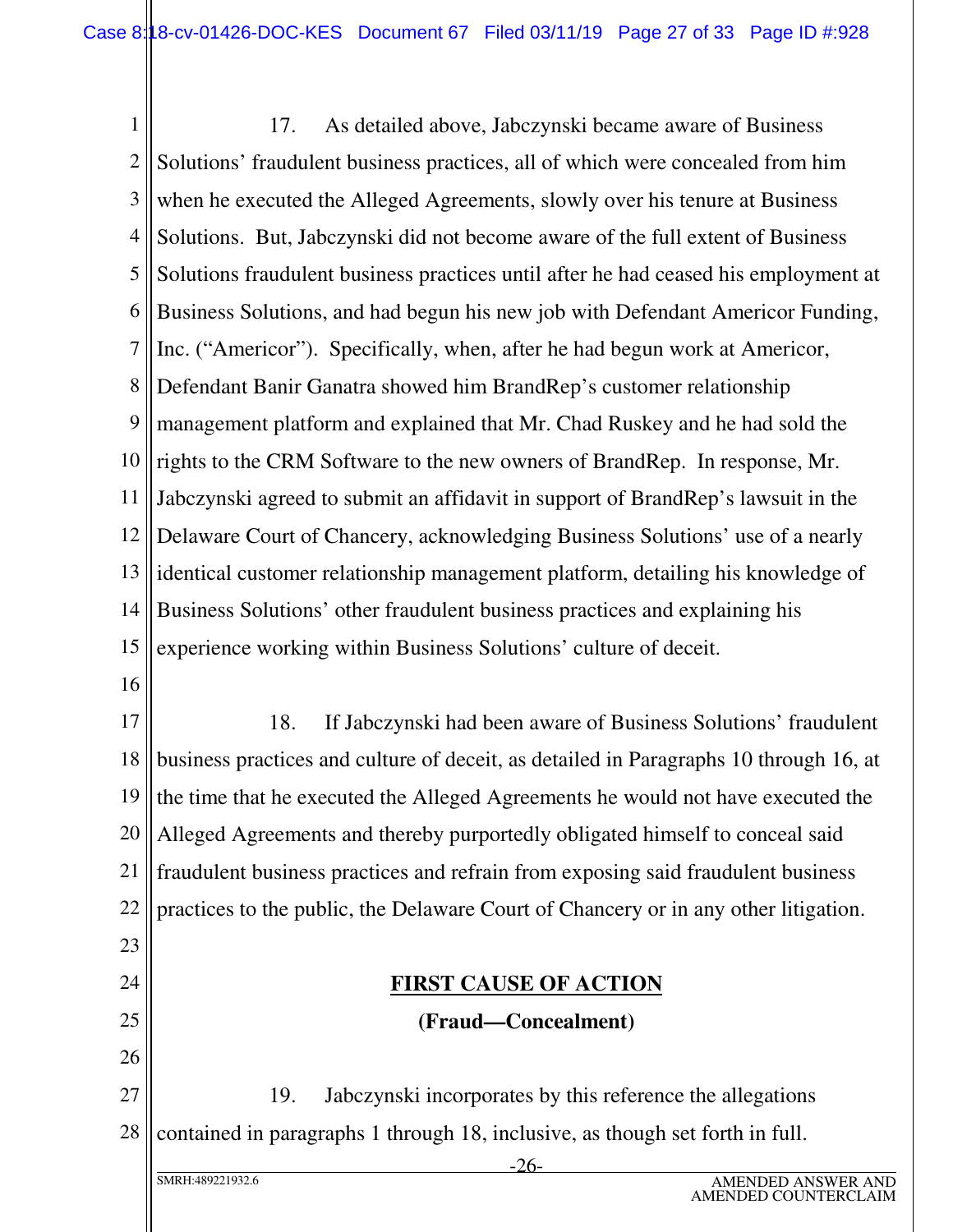17. As detailed above, Jabczynski became aware of Business Solutions' fraudulent business practices, all of which were concealed from him when he executed the Alleged Agreements, slowly over his tenure at Business Solutions. But, Jabczynski did not become aware of the full extent of Business Solutions fraudulent business practices until after he had ceased his employment at Business Solutions, and had begun his new job with Defendant Americor Funding, Inc. ("Americor"). Specifically, when, after he had begun work at Americor, Defendant Banir Ganatra showed him BrandRep's customer relationship management platform and explained that Mr. Chad Ruskey and he had sold the rights to the CRM Software to the new owners of BrandRep. In response, Mr. Jabczynski agreed to submit an affidavit in support of BrandRep's lawsuit in the Delaware Court of Chancery, acknowledging Business Solutions' use of a nearly identical customer relationship management platform, detailing his knowledge of Business Solutions' other fraudulent business practices and explaining his experience working within Business Solutions' culture of deceit.

18. If Jabczynski had been aware of Business Solutions' fraudulent business practices and culture of deceit, as detailed in Paragraphs 10 through 16, at the time that he executed the Alleged Agreements he would not have executed the Alleged Agreements and thereby purportedly obligated himself to conceal said fraudulent business practices and refrain from exposing said fraudulent business practices to the public, the Delaware Court of Chancery or in any other litigation.

## FIRST CAUSE OF ACTION

**(Fraud—Concealment)**

19. Jabczynski incorporates by this reference the allegations contained in paragraphs 1 through 18, inclusive, as though set forth in full.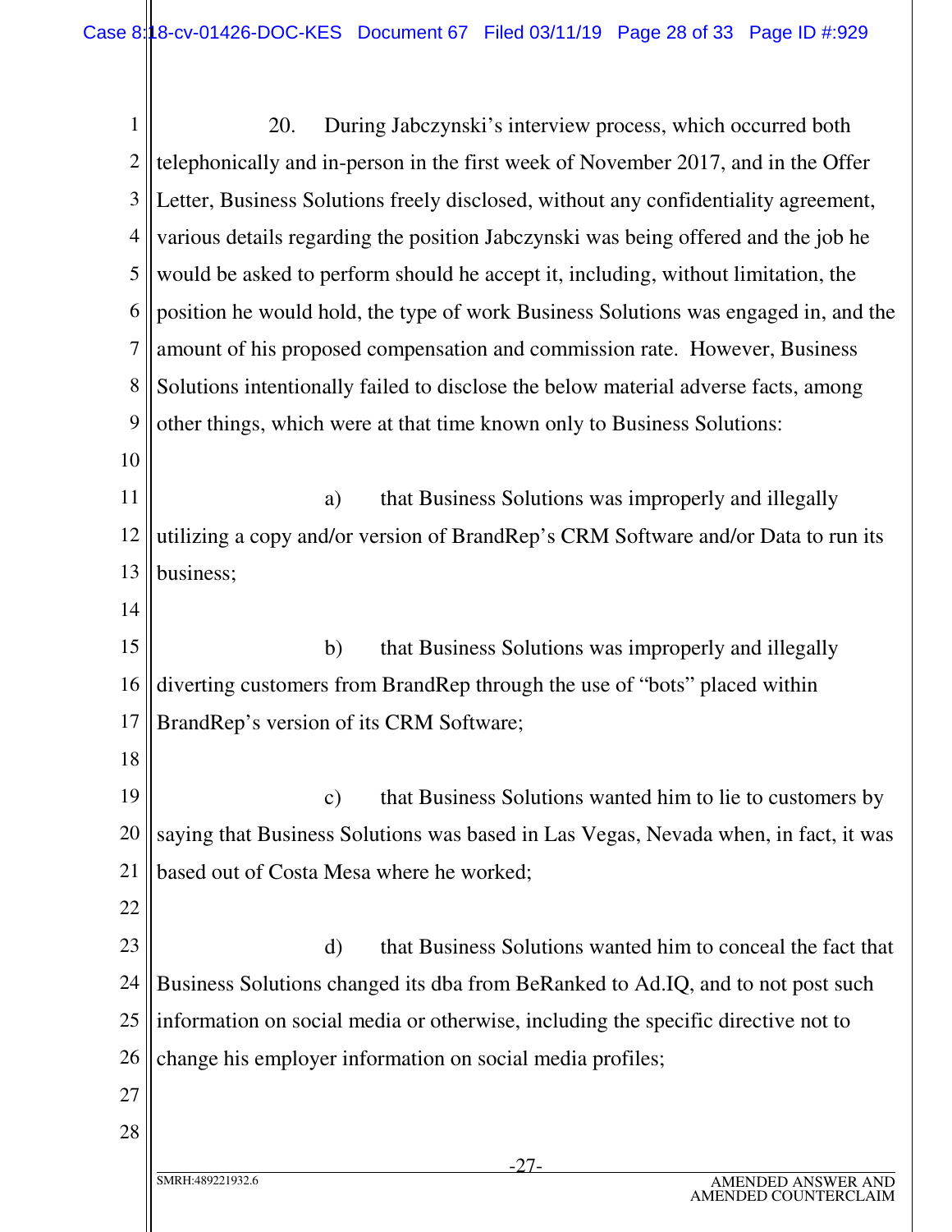20. During Jabczynski's interview process, which occurred both telephonically and in-person in the first week of November 2017, and in the Offer Letter, Business Solutions freely disclosed, without any confidentiality agreement, various details regarding the position Jabczynski was being offered and the job he would be asked to perform should he accept it, including, without limitation, the position he would hold, the type of work Business Solutions was engaged in, and the amount of his proposed compensation and commission rate. However, Business Solutions intentionally failed to disclose the below material adverse facts, among other things, which were at that time known only to Business Solutions:

a) that Business Solutions was improperly and illegally utilizing a copy and/or version of BrandRep's CRM Software and/or Data to run its business;

b) that Business Solutions was improperly and illegally diverting customers from BrandRep through the use of "bots" placed within BrandRep's version of its CRM Software;

c) that Business Solutions wanted him to lie to customers by saying that Business Solutions was based in Las Vegas, Nevada when, in fact, it was based out of Costa Mesa where he worked;

d) that Business Solutions wanted him to conceal the fact that Business Solutions changed its dba from BeRanked to Ad.IQ, and to not post such information on social media or otherwise, including the specific directive not to change his employer information on social media profiles;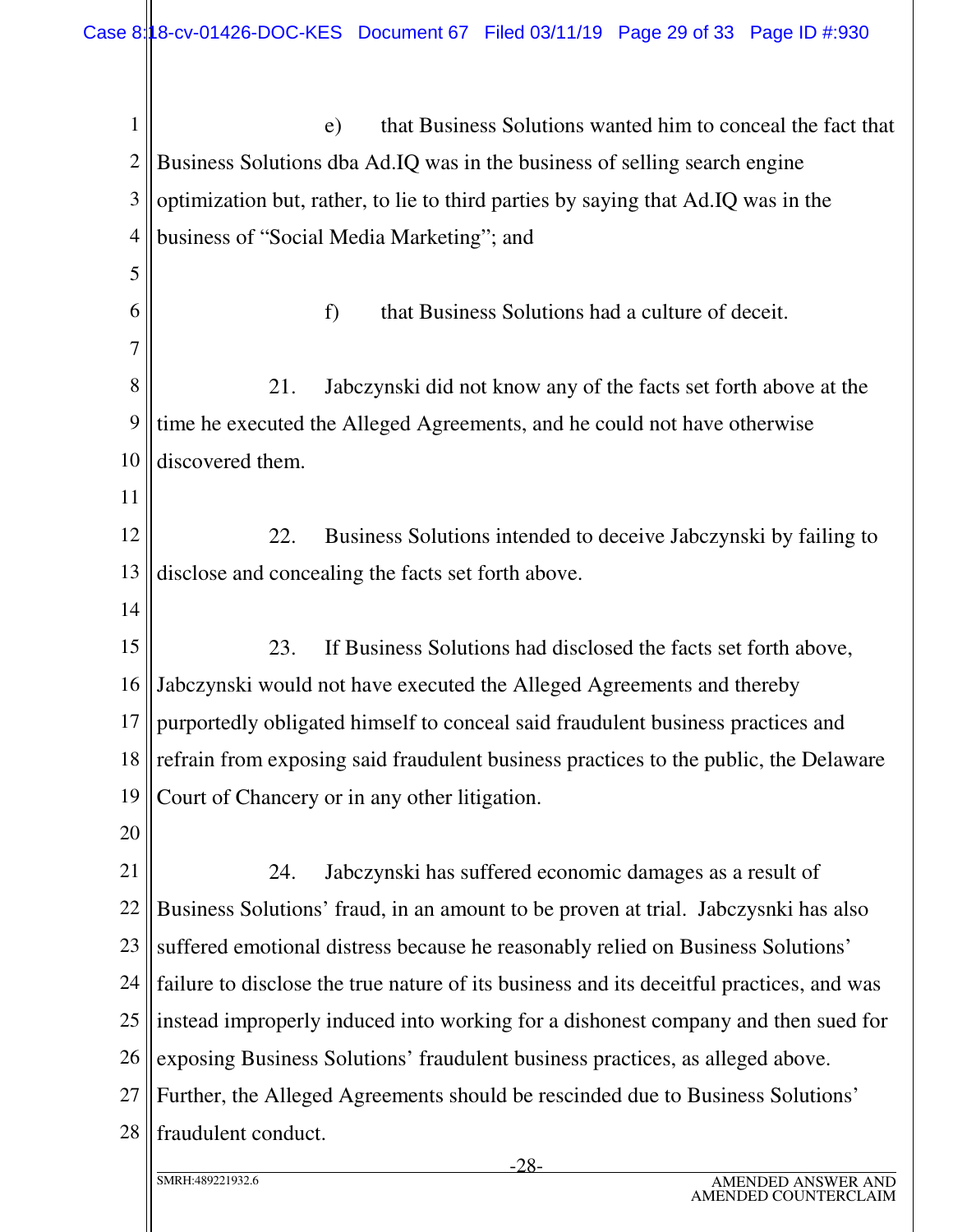e) that Business Solutions wanted him to conceal the fact that Business Solutions dba Ad.IQ was in the business of selling search engine optimization but, rather, to lie to third parties by saying that Ad.IQ was in the business of "Social Media Marketing"; and

f) that Business Solutions had a culture of deceit.

21. Jabczynski did not know any of the facts set forth above at the time he executed the Alleged Agreements, and he could not have otherwise discovered them.

22. Business Solutions intended to deceive Jabczynski by failing to disclose and concealing the facts set forth above.

23. If Business Solutions had disclosed the facts set forth above, Jabczynski would not have executed the Alleged Agreements and thereby purportedly obligated himself to conceal said fraudulent business practices and refrain from exposing said fraudulent business practices to the public, the Delaware Court of Chancery or in any other litigation.

24. Jabczynski has suffered economic damages as a result of Business Solutions' fraud, in an amount to be proven at trial. Jabczysnki has also suffered emotional distress because he reasonably relied on Business Solutions' failure to disclose the true nature of its business and its deceitful practices, and was instead improperly induced into working for a dishonest company and then sued for exposing Business Solutions' fraudulent business practices, as alleged above. Further, the Alleged Agreements should be rescinded due to Business Solutions' fraudulent conduct.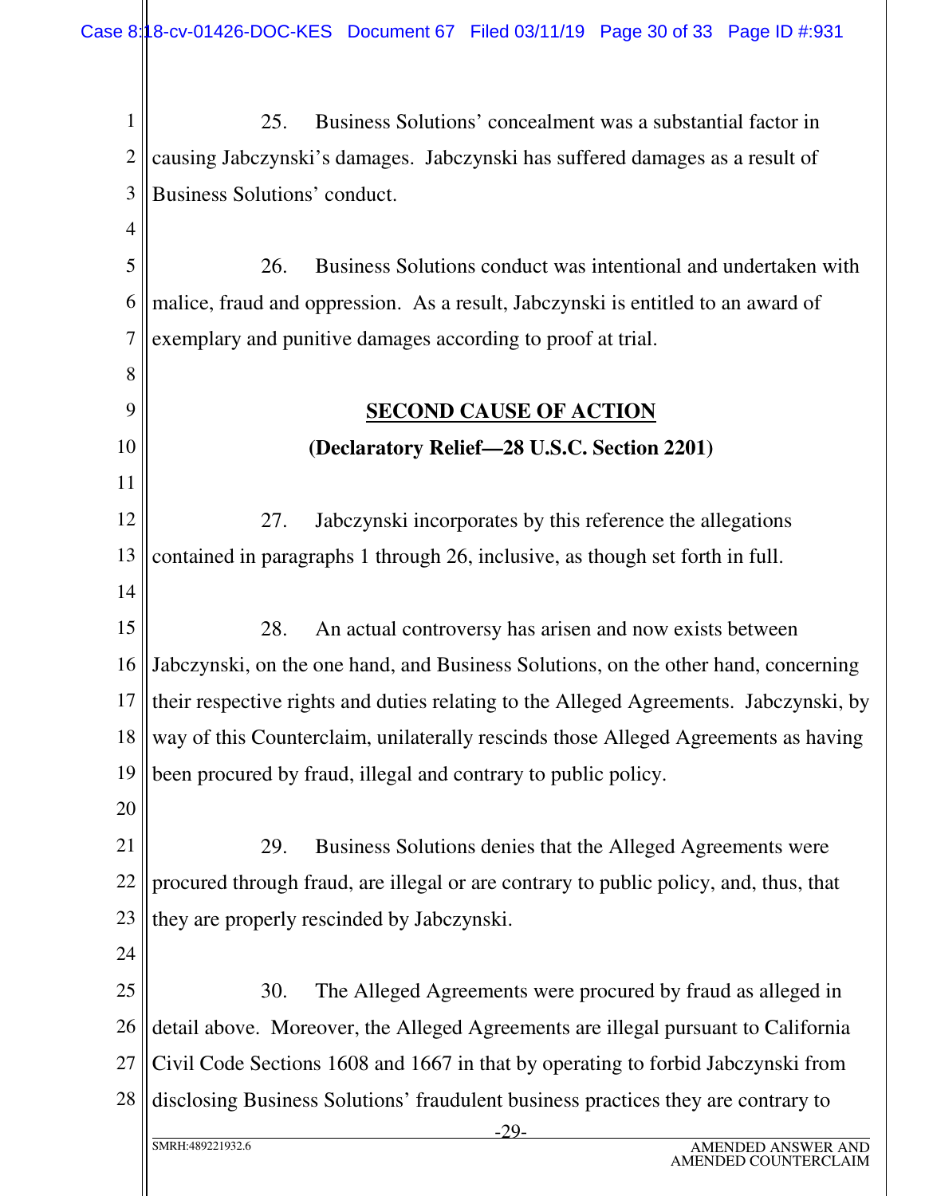25. Business Solutions' concealment was a substantial factor in causing Jabczynski's damages. Jabczynski has suffered damages as a result of Business Solutions' conduct.

26. Business Solutions conduct was intentional and undertaken with malice, fraud and oppression. As a result, Jabczynski is entitled to an award of exemplary and punitive damages according to proof at trial.

## SECOND CAUSE OF ACTION

**(Declaratory Relief—28 U.S.C. Section 2201)**

27. Jabczynski incorporates by this reference the allegations contained in paragraphs 1 through 26, inclusive, as though set forth in full.

28. An actual controversy has arisen and now exists between Jabczynski, on the one hand, and Business Solutions, on the other hand, concerning their respective rights and duties relating to the Alleged Agreements. Jabczynski, by way of this Counterclaim, unilaterally rescinds those Alleged Agreements as having been procured by fraud, illegal and contrary to public policy.

29. Business Solutions denies that the Alleged Agreements were procured through fraud, are illegal or are contrary to public policy, and, thus, that they are properly rescinded by Jabczynski.

30. The Alleged Agreements were procured by fraud as alleged in detail above. Moreover, the Alleged Agreements are illegal pursuant to California Civil Code Sections 1608 and 1667 in that by operating to forbid Jabczynski from disclosing Business Solutions' fraudulent business practices they are contrary to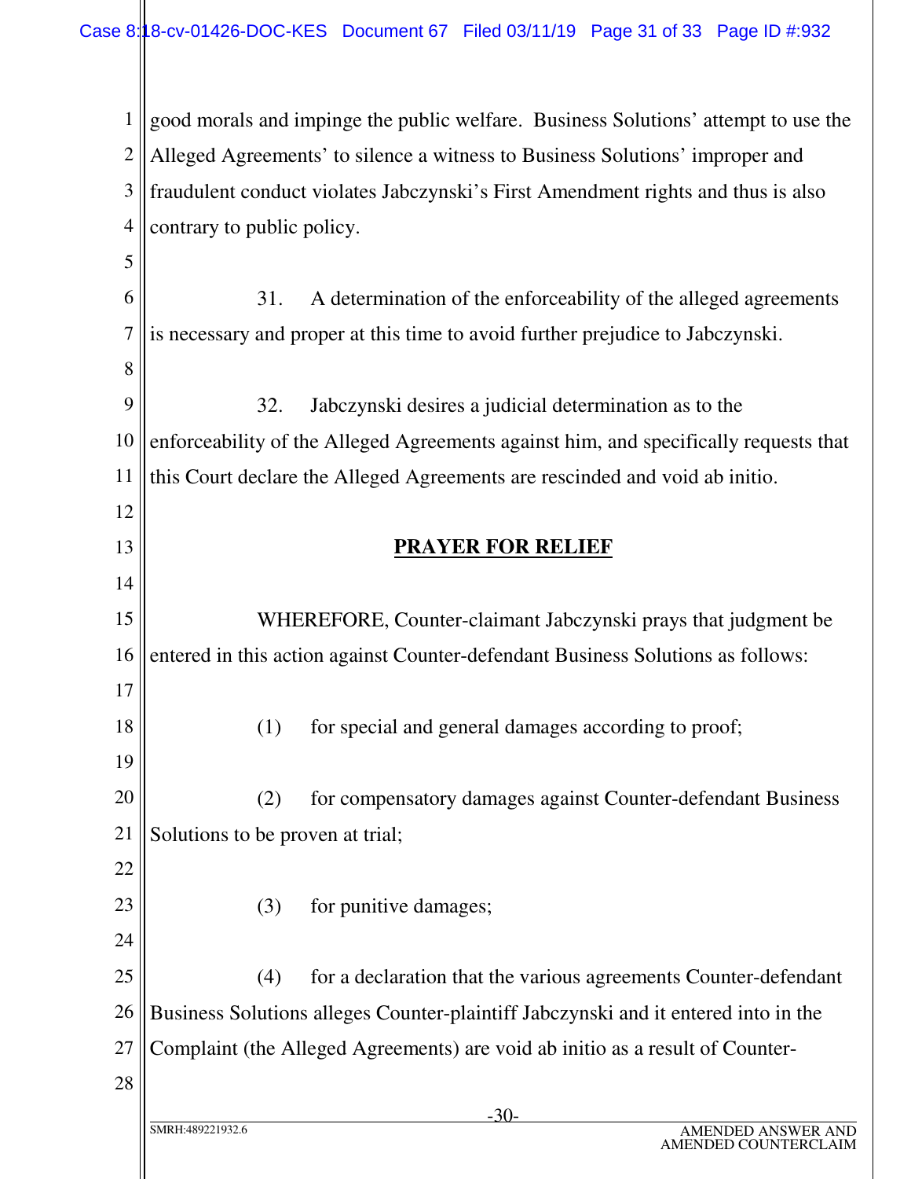good morals and impinge the public welfare. Business Solutions' attempt to use the Alleged Agreements' to silence a witness to Business Solutions' improper and fraudulent conduct violates Jabczynski's First Amendment rights and thus is also contrary to public policy.

31. A determination of the enforceability of the alleged agreements is necessary and proper at this time to avoid further prejudice to Jabczynski.

32. Jabczynski desires a judicial determination as to the enforceability of the Alleged Agreements against him, and specifically requests that this Court declare the Alleged Agreements are rescinded and void ab initio.

## PRAYER FOR RELIEF

WHEREFORE, Counter-claimant Jabczynski prays that judgment be entered in this action against Counter-defendant Business Solutions as follows:

(1) for special and general damages according to proof;

(2) for compensatory damages against Counter-defendant Business Solutions to be proven at trial;

(3) for punitive damages;

(4) for a declaration that the various agreements Counter-defendant Business Solutions alleges Counter-plaintiff Jabczynski and it entered into in the Complaint (the Alleged Agreements) are void ab initio as a result of Counter-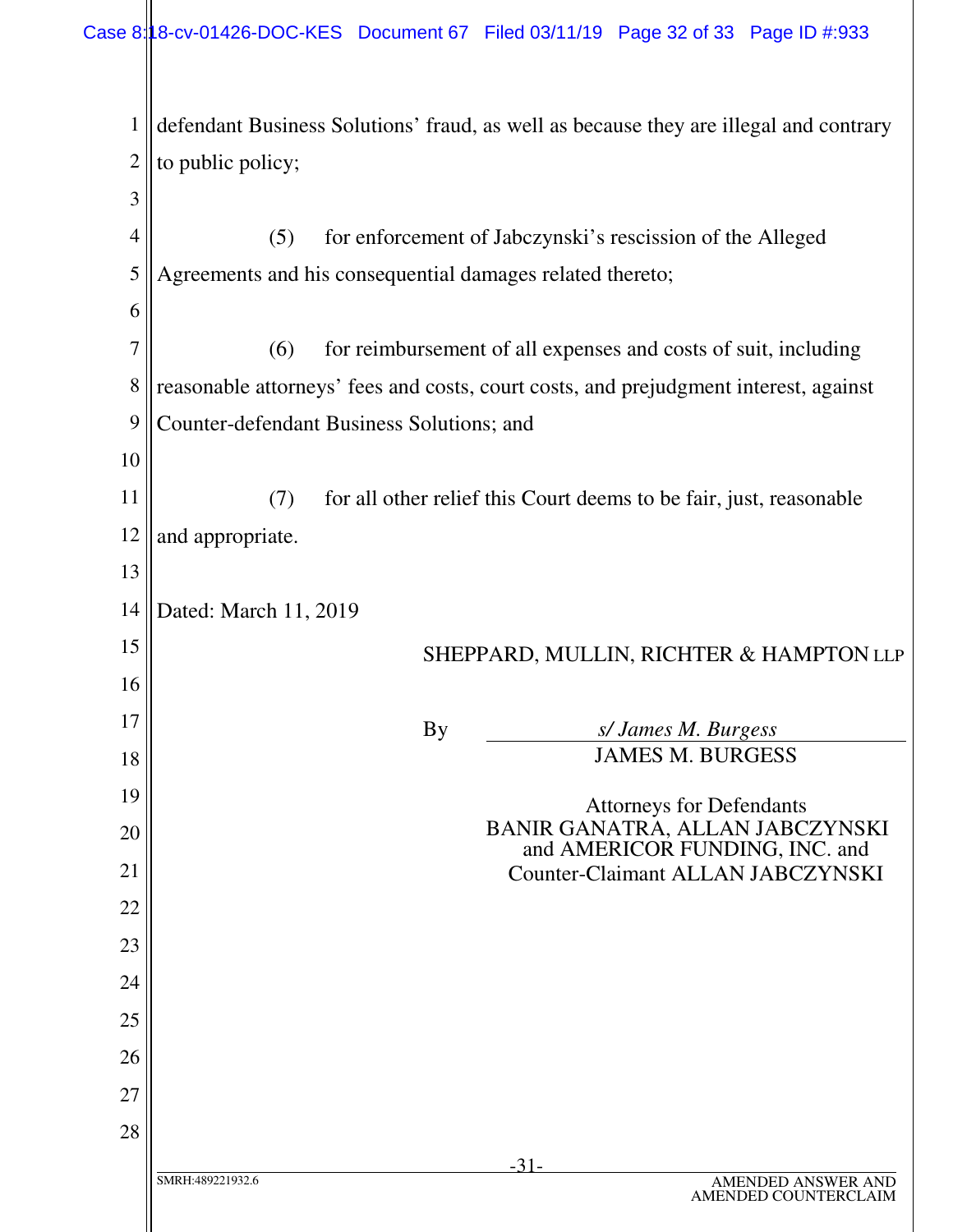defendant Business Solutions' fraud, as well as because they are illegal and contrary to public policy;

(5) for enforcement of Jabczynski's rescission of the Alleged Agreements and his consequential damages related thereto;

(6) for reimbursement of all expenses and costs of suit, including reasonable attorneys' fees and costs, court costs, and prejudgment interest, against Counter-defendant Business Solutions; and

(7) for all other relief this Court deems to be fair, just, reasonable and appropriate.

Dated: March 11, 2019

SHEPPARD, MULLIN, RICHTER & HAMPTON LLP

By *s/ James M. Burgess*
JAMES M. BURGESS

Attorneys for Defendants
BANIR GANATRA, ALLAN JABCZYNSKI and AMERICOR FUNDING, INC. and
Counter-Claimant ALLAN JABCZYNSKI

SMRH:489221932.6

AMENDED ANSWER AND AMENDED COUNTERCLAIM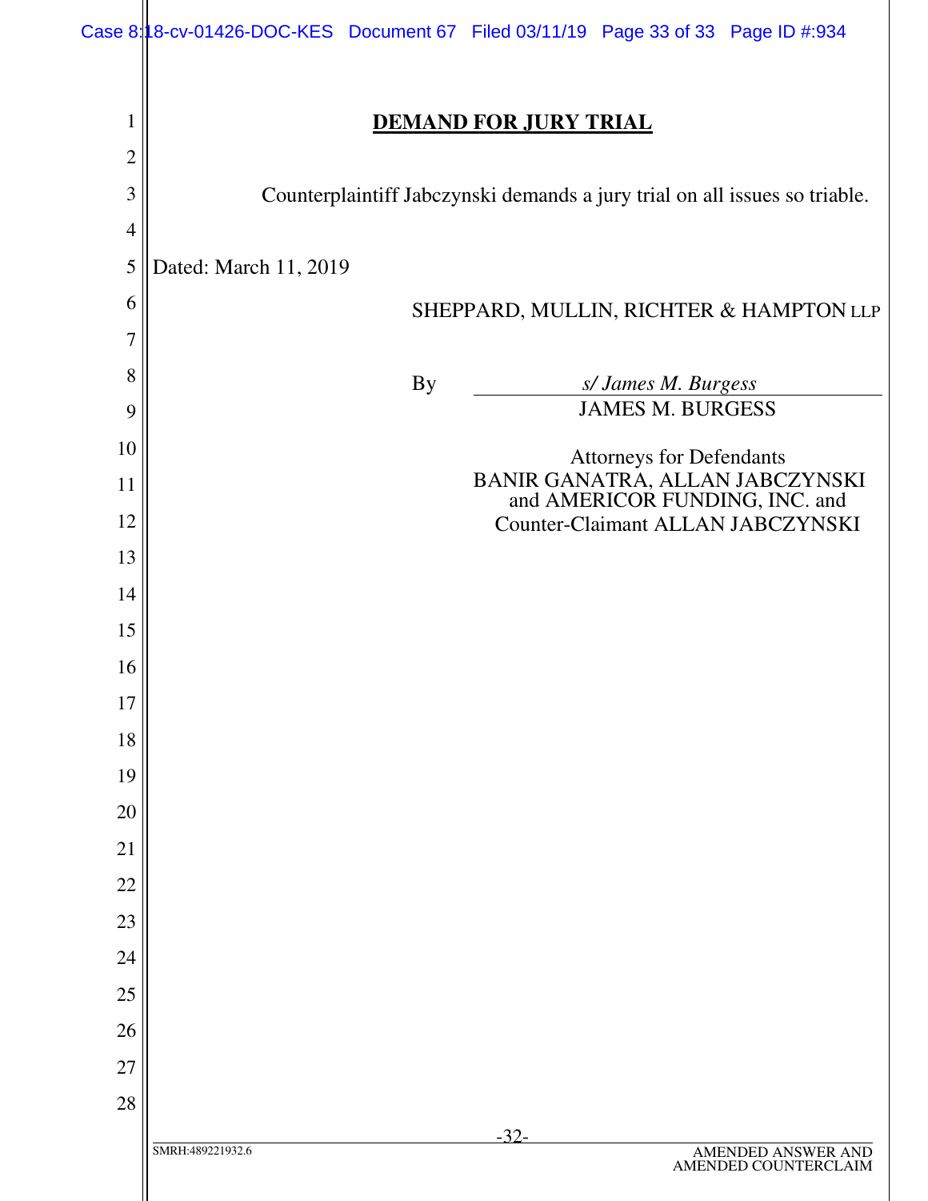## DEMAND FOR JURY TRIAL

Counterplaintiff Jabczynski demands a jury trial on all issues so triable.

Dated: March 11, 2019

SHEPPARD, MULLIN, RICHTER & HAMPTON LLP

By *s/ James M. Burgess*
JAMES M. BURGESS

Attorneys for Defendants
BANIR GANATRA, ALLAN JABCZYNSKI and AMERICOR FUNDING, INC. and Counter-Claimant ALLAN JABCZYNSKI